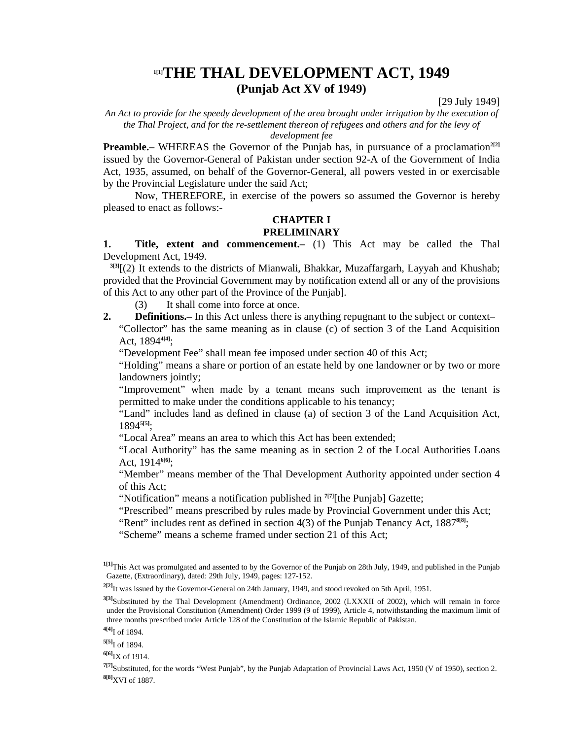# [1[1]]THE THAL DEVELOPMENT ACT, 1949

## (Punjab Act XV of 1949)

[29 July 1949]

*An Act to provide for the speedy development of the area brought under irrigation by the execution of the Thal Project, and for the re-settlement thereon of refugees and others and for the levy of development fee*

**Preamble.–** WHEREAS the Governor of the Punjab has, in pursuance of a proclamation[2[2]] issued by the Governor-General of Pakistan under section 92-A of the Government of India Act, 1935, assumed, on behalf of the Governor-General, all powers vested in or exercisable by the Provincial Legislature under the said Act;

Now, THEREFORE, in exercise of the powers so assumed the Governor is hereby pleased to enact as follows:-

### CHAPTER I
### PRELIMINARY

**1. Title, extent and commencement.–** (1) This Act may be called the Thal Development Act, 1949.

[3[3]][(2) It extends to the districts of Mianwali, Bhakkar, Muzaffargarh, Layyah and Khushab; provided that the Provincial Government may by notification extend all or any of the provisions of this Act to any other part of the Province of the Punjab].

(3) It shall come into force at once.

**2. Definitions.–** In this Act unless there is anything repugnant to the subject or context–

"Collector" has the same meaning as in clause (c) of section 3 of the Land Acquisition Act, 1894[4[4]];

"Development Fee" shall mean fee imposed under section 40 of this Act;

"Holding" means a share or portion of an estate held by one landowner or by two or more landowners jointly;

"Improvement" when made by a tenant means such improvement as the tenant is permitted to make under the conditions applicable to his tenancy;

"Land" includes land as defined in clause (a) of section 3 of the Land Acquisition Act, 1894[5[5]];

"Local Area" means an area to which this Act has been extended;

"Local Authority" has the same meaning as in section 2 of the Local Authorities Loans Act, 1914[6[6]];

"Member" means member of the Thal Development Authority appointed under section 4 of this Act;

"Notification" means a notification published in [7[7]][the Punjab] Gazette;

"Prescribed" means prescribed by rules made by Provincial Government under this Act;

"Rent" includes rent as defined in section 4(3) of the Punjab Tenancy Act, 1887[8[8]];

"Scheme" means a scheme framed under section 21 of this Act;

---

[1[1]] This Act was promulgated and assented to by the Governor of the Punjab on 28th July, 1949, and published in the Punjab Gazette, (Extraordinary), dated: 29th July, 1949, pages: 127-152.

[2[2]] It was issued by the Governor-General on 24th January, 1949, and stood revoked on 5th April, 1951.

[3[3]] Substituted by the Thal Development (Amendment) Ordinance, 2002 (LXXXII of 2002), which will remain in force under the Provisional Constitution (Amendment) Order 1999 (9 of 1999), Article 4, notwithstanding the maximum limit of three months prescribed under Article 128 of the Constitution of the Islamic Republic of Pakistan.

[4[4]] I of 1894.

[5[5]] I of 1894.

[6[6]] IX of 1914.

[7[7]] Substituted, for the words "West Punjab", by the Punjab Adaptation of Provincial Laws Act, 1950 (V of 1950), section 2.

[8[8]] XVI of 1887.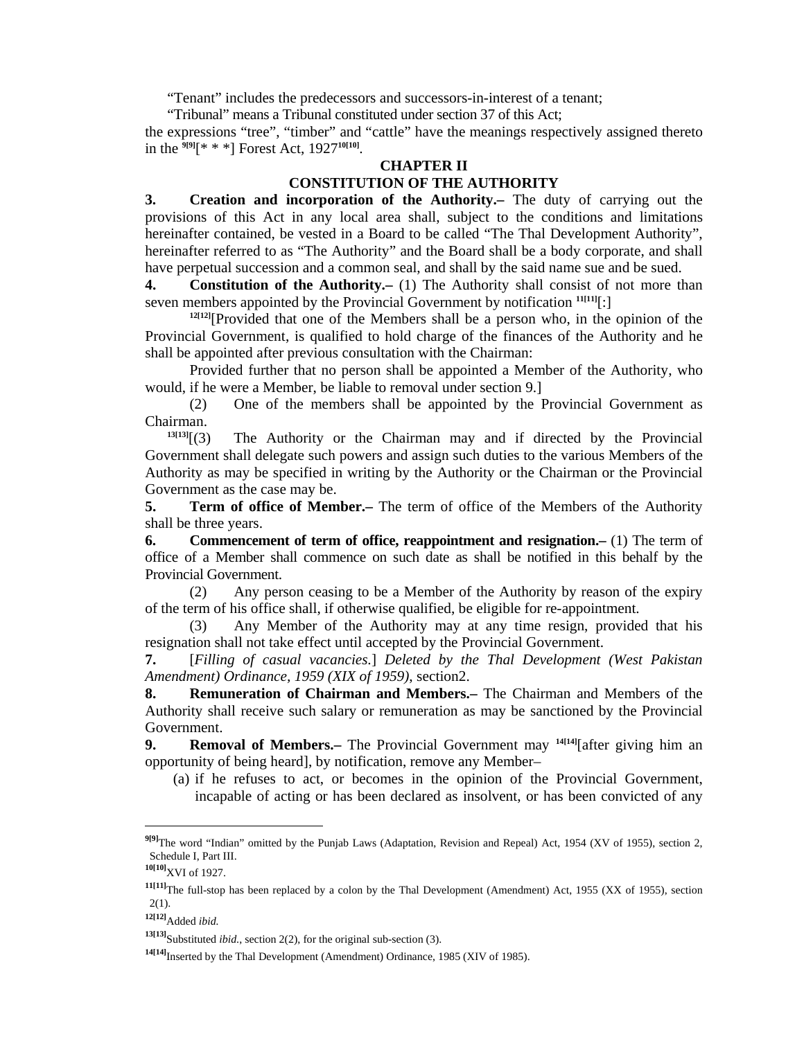"Tenant" includes the predecessors and successors-in-interest of a tenant;

"Tribunal" means a Tribunal constituted under section 37 of this Act;

the expressions "tree", "timber" and "cattle" have the meanings respectively assigned thereto in the [9][* * *] Forest Act, 1927[10].

## CHAPTER II

## CONSTITUTION OF THE AUTHORITY

**3. Creation and incorporation of the Authority.–** The duty of carrying out the provisions of this Act in any local area shall, subject to the conditions and limitations hereinafter contained, be vested in a Board to be called "The Thal Development Authority", hereinafter referred to as "The Authority" and the Board shall be a body corporate, and shall have perpetual succession and a common seal, and shall by the said name sue and be sued.

**4. Constitution of the Authority.–** (1) The Authority shall consist of not more than seven members appointed by the Provincial Government by notification [11][:]

[12][Provided that one of the Members shall be a person who, in the opinion of the Provincial Government, is qualified to hold charge of the finances of the Authority and he shall be appointed after previous consultation with the Chairman:

Provided further that no person shall be appointed a Member of the Authority, who would, if he were a Member, be liable to removal under section 9.]

(2) One of the members shall be appointed by the Provincial Government as Chairman.

[13][(3) The Authority or the Chairman may and if directed by the Provincial Government shall delegate such powers and assign such duties to the various Members of the Authority as may be specified in writing by the Authority or the Chairman or the Provincial Government as the case may be.

**5. Term of office of Member.–** The term of office of the Members of the Authority shall be three years.

**6. Commencement of term of office, reappointment and resignation.–** (1) The term of office of a Member shall commence on such date as shall be notified in this behalf by the Provincial Government.

(2) Any person ceasing to be a Member of the Authority by reason of the expiry of the term of his office shall, if otherwise qualified, be eligible for re-appointment.

(3) Any Member of the Authority may at any time resign, provided that his resignation shall not take effect until accepted by the Provincial Government.

**7.** [*Filling of casual vacancies.*] *Deleted by the Thal Development (West Pakistan Amendment) Ordinance, 1959 (XIX of 1959)*, section2.

**8. Remuneration of Chairman and Members.–** The Chairman and Members of the Authority shall receive such salary or remuneration as may be sanctioned by the Provincial Government.

**9. Removal of Members.–** The Provincial Government may [14][after giving him an opportunity of being heard], by notification, remove any Member–

(a) if he refuses to act, or becomes in the opinion of the Provincial Government, incapable of acting or has been declared as insolvent, or has been convicted of any

---

[9] The word "Indian" omitted by the Punjab Laws (Adaptation, Revision and Repeal) Act, 1954 (XV of 1955), section 2, Schedule I, Part III.

[10] XVI of 1927.

[11] The full-stop has been replaced by a colon by the Thal Development (Amendment) Act, 1955 (XX of 1955), section 2(1).

[12] Added *ibid.*

[13] Substituted *ibid.*, section 2(2), for the original sub-section (3).

[14] Inserted by the Thal Development (Amendment) Ordinance, 1985 (XIV of 1985).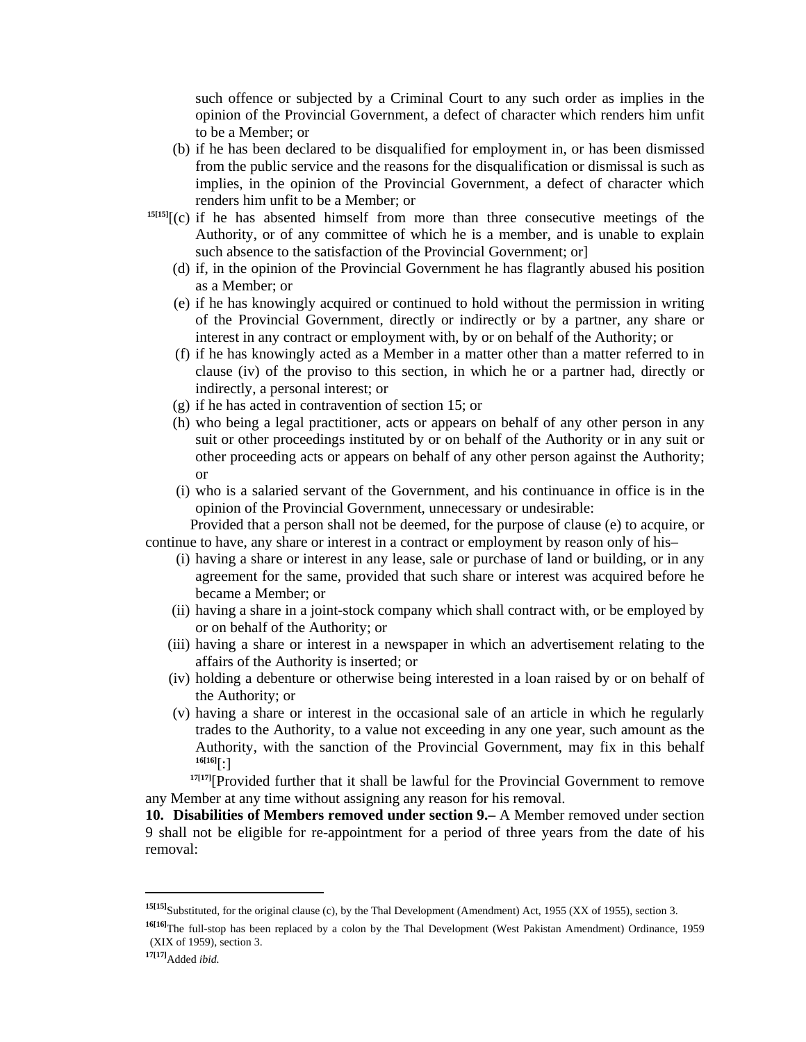such offence or subjected by a Criminal Court to any such order as implies in the opinion of the Provincial Government, a defect of character which renders him unfit to be a Member; or

(b) if he has been declared to be disqualified for employment in, or has been dismissed from the public service and the reasons for the disqualification or dismissal is such as implies, in the opinion of the Provincial Government, a defect of character which renders him unfit to be a Member; or

[15][15][(c) if he has absented himself from more than three consecutive meetings of the Authority, or of any committee of which he is a member, and is unable to explain such absence to the satisfaction of the Provincial Government; or]

(d) if, in the opinion of the Provincial Government he has flagrantly abused his position as a Member; or

(e) if he has knowingly acquired or continued to hold without the permission in writing of the Provincial Government, directly or indirectly or by a partner, any share or interest in any contract or employment with, by or on behalf of the Authority; or

(f) if he has knowingly acted as a Member in a matter other than a matter referred to in clause (iv) of the proviso to this section, in which he or a partner had, directly or indirectly, a personal interest; or

(g) if he has acted in contravention of section 15; or

(h) who being a legal practitioner, acts or appears on behalf of any other person in any suit or other proceedings instituted by or on behalf of the Authority or in any suit or other proceeding acts or appears on behalf of any other person against the Authority; or

(i) who is a salaried servant of the Government, and his continuance in office is in the opinion of the Provincial Government, unnecessary or undesirable:

Provided that a person shall not be deemed, for the purpose of clause (e) to acquire, or continue to have, any share or interest in a contract or employment by reason only of his–

(i) having a share or interest in any lease, sale or purchase of land or building, or in any agreement for the same, provided that such share or interest was acquired before he became a Member; or

(ii) having a share in a joint-stock company which shall contract with, or be employed by or on behalf of the Authority; or

(iii) having a share or interest in a newspaper in which an advertisement relating to the affairs of the Authority is inserted; or

(iv) holding a debenture or otherwise being interested in a loan raised by or on behalf of the Authority; or

(v) having a share or interest in the occasional sale of an article in which he regularly trades to the Authority, to a value not exceeding in any one year, such amount as the Authority, with the sanction of the Provincial Government, may fix in this behalf [16][16][:]

[17][17][Provided further that it shall be lawful for the Provincial Government to remove any Member at any time without assigning any reason for his removal.

**10. Disabilities of Members removed under section 9.–** A Member removed under section 9 shall not be eligible for re-appointment for a period of three years from the date of his removal:

---

[15][15]Substituted, for the original clause (c), by the Thal Development (Amendment) Act, 1955 (XX of 1955), section 3.

[16][16]The full-stop has been replaced by a colon by the Thal Development (West Pakistan Amendment) Ordinance, 1959 (XIX of 1959), section 3.

[17][17]Added *ibid.*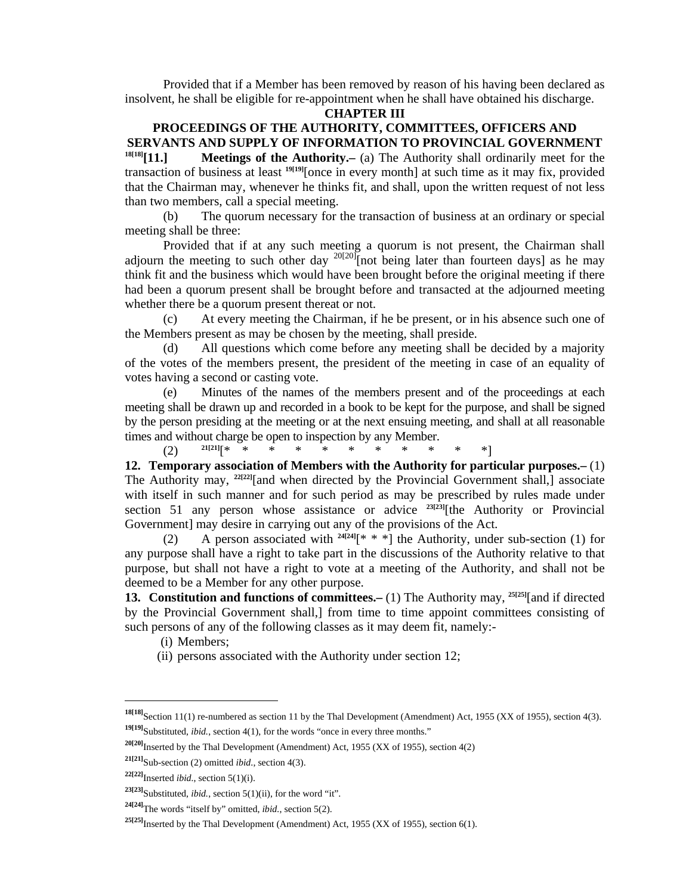Provided that if a Member has been removed by reason of his having been declared as insolvent, he shall be eligible for re-appointment when he shall have obtained his discharge.

## CHAPTER III

## PROCEEDINGS OF THE AUTHORITY, COMMITTEES, OFFICERS AND SERVANTS AND SUPPLY OF INFORMATION TO PROVINCIAL GOVERNMENT

[18][18]**[11.] Meetings of the Authority.–** (a) The Authority shall ordinarily meet for the transaction of business at least [19][19][once in every month] at such time as it may fix, provided that the Chairman may, whenever he thinks fit, and shall, upon the written request of not less than two members, call a special meeting.

(b) The quorum necessary for the transaction of business at an ordinary or special meeting shall be three:

Provided that if at any such meeting a quorum is not present, the Chairman shall adjourn the meeting to such other day [20][20][not being later than fourteen days] as he may think fit and the business which would have been brought before the original meeting if there had been a quorum present shall be brought before and transacted at the adjourned meeting whether there be a quorum present thereat or not.

(c) At every meeting the Chairman, if he be present, or in his absence such one of the Members present as may be chosen by the meeting, shall preside.

(d) All questions which come before any meeting shall be decided by a majority of the votes of the members present, the president of the meeting in case of an equality of votes having a second or casting vote.

(e) Minutes of the names of the members present and of the proceedings at each meeting shall be drawn up and recorded in a book to be kept for the purpose, and shall be signed by the person presiding at the meeting or at the next ensuing meeting, and shall at all reasonable times and without charge be open to inspection by any Member.

(2) [21][21][* * * * * * * * * * *]

**12. Temporary association of Members with the Authority for particular purposes.–** (1) The Authority may, [22][22][and when directed by the Provincial Government shall,] associate with itself in such manner and for such period as may be prescribed by rules made under section 51 any person whose assistance or advice [23][23][the Authority or Provincial Government] may desire in carrying out any of the provisions of the Act.

(2) A person associated with [24][24][* * *] the Authority, under sub-section (1) for any purpose shall have a right to take part in the discussions of the Authority relative to that purpose, but shall not have a right to vote at a meeting of the Authority, and shall not be deemed to be a Member for any other purpose.

**13. Constitution and functions of committees.–** (1) The Authority may, [25][25][and if directed by the Provincial Government shall,] from time to time appoint committees consisting of such persons of any of the following classes as it may deem fit, namely:-

(i) Members;

(ii) persons associated with the Authority under section 12;

---

[18][18]Section 11(1) re-numbered as section 11 by the Thal Development (Amendment) Act, 1955 (XX of 1955), section 4(3).

[19][19]Substituted, *ibid.*, section 4(1), for the words "once in every three months."

[20][20]Inserted by the Thal Development (Amendment) Act, 1955 (XX of 1955), section 4(2)

[21][21]Sub-section (2) omitted *ibid.*, section 4(3).

[22][22]Inserted *ibid.*, section 5(1)(i).

[23][23]Substituted, *ibid.*, section 5(1)(ii), for the word "it".

[24][24]The words "itself by" omitted, *ibid.*, section 5(2).

[25][25]Inserted by the Thal Development (Amendment) Act, 1955 (XX of 1955), section 6(1).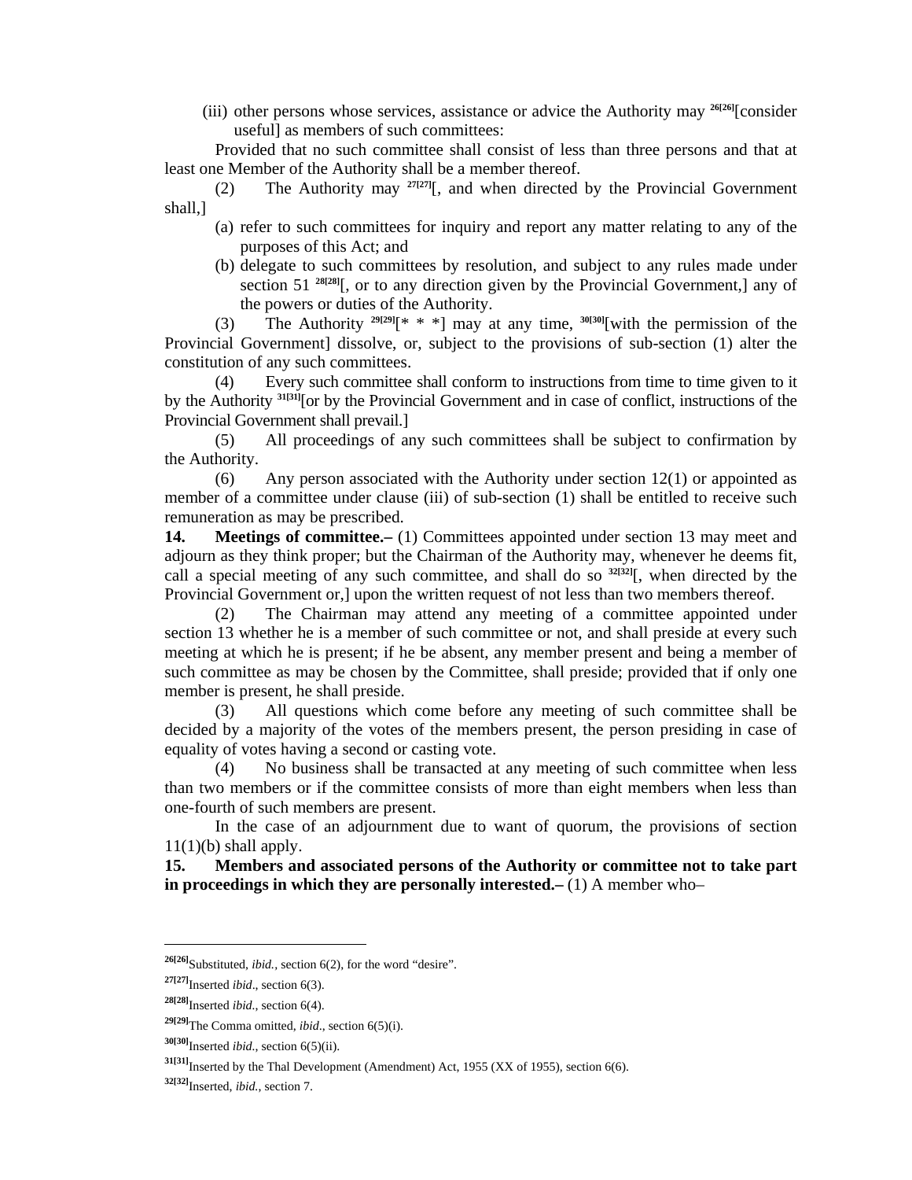(iii) other persons whose services, assistance or advice the Authority may [26][26][consider useful] as members of such committees:

Provided that no such committee shall consist of less than three persons and that at least one Member of the Authority shall be a member thereof.

(2) The Authority may [27][27][, and when directed by the Provincial Government shall,]

(a) refer to such committees for inquiry and report any matter relating to any of the purposes of this Act; and

(b) delegate to such committees by resolution, and subject to any rules made under section 51 [28][28][, or to any direction given by the Provincial Government,] any of the powers or duties of the Authority.

(3) The Authority [29][29][* * *] may at any time, [30][30][with the permission of the Provincial Government] dissolve, or, subject to the provisions of sub-section (1) alter the constitution of any such committees.

(4) Every such committee shall conform to instructions from time to time given to it by the Authority [31][31][or by the Provincial Government and in case of conflict, instructions of the Provincial Government shall prevail.]

(5) All proceedings of any such committees shall be subject to confirmation by the Authority.

(6) Any person associated with the Authority under section 12(1) or appointed as member of a committee under clause (iii) of sub-section (1) shall be entitled to receive such remuneration as may be prescribed.

**14. Meetings of committee.–** (1) Committees appointed under section 13 may meet and adjourn as they think proper; but the Chairman of the Authority may, whenever he deems fit, call a special meeting of any such committee, and shall do so [32][32][, when directed by the Provincial Government or,] upon the written request of not less than two members thereof.

(2) The Chairman may attend any meeting of a committee appointed under section 13 whether he is a member of such committee or not, and shall preside at every such meeting at which he is present; if he be absent, any member present and being a member of such committee as may be chosen by the Committee, shall preside; provided that if only one member is present, he shall preside.

(3) All questions which come before any meeting of such committee shall be decided by a majority of the votes of the members present, the person presiding in case of equality of votes having a second or casting vote.

(4) No business shall be transacted at any meeting of such committee when less than two members or if the committee consists of more than eight members when less than one-fourth of such members are present.

In the case of an adjournment due to want of quorum, the provisions of section 11(1)(b) shall apply.

**15. Members and associated persons of the Authority or committee not to take part in proceedings in which they are personally interested.–** (1) A member who–

---

[26][26]Substituted, *ibid.*, section 6(2), for the word "desire".

[27][27]Inserted *ibid*., section 6(3).

[28][28]Inserted *ibid*., section 6(4).

[29][29]The Comma omitted, *ibid*., section 6(5)(i).

[30][30]Inserted *ibid*., section 6(5)(ii).

[31][31]Inserted by the Thal Development (Amendment) Act, 1955 (XX of 1955), section 6(6).

[32][32]Inserted, *ibid.*, section 7.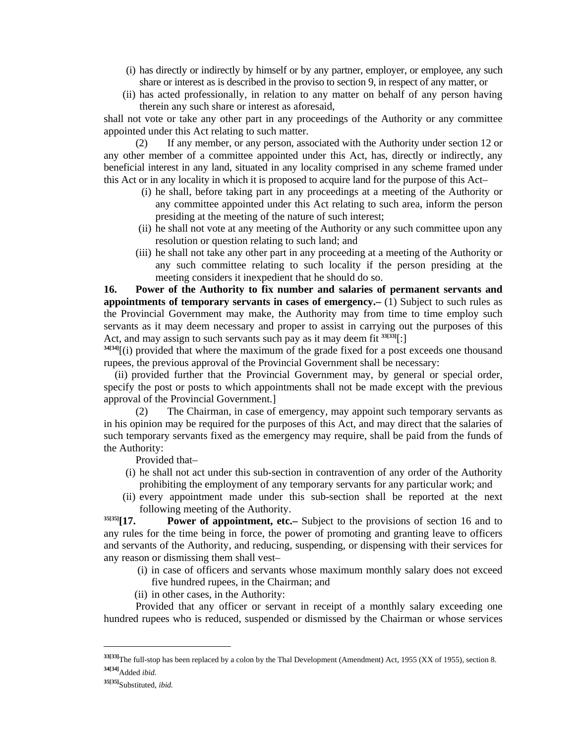(i) has directly or indirectly by himself or by any partner, employer, or employee, any such share or interest as is described in the proviso to section 9, in respect of any matter, or

(ii) has acted professionally, in relation to any matter on behalf of any person having therein any such share or interest as aforesaid,

shall not vote or take any other part in any proceedings of the Authority or any committee appointed under this Act relating to such matter.

(2) If any member, or any person, associated with the Authority under section 12 or any other member of a committee appointed under this Act, has, directly or indirectly, any beneficial interest in any land, situated in any locality comprised in any scheme framed under this Act or in any locality in which it is proposed to acquire land for the purpose of this Act–

(i) he shall, before taking part in any proceedings at a meeting of the Authority or any committee appointed under this Act relating to such area, inform the person presiding at the meeting of the nature of such interest;

(ii) he shall not vote at any meeting of the Authority or any such committee upon any resolution or question relating to such land; and

(iii) he shall not take any other part in any proceeding at a meeting of the Authority or any such committee relating to such locality if the person presiding at the meeting considers it inexpedient that he should do so.

**16. Power of the Authority to fix number and salaries of permanent servants and appointments of temporary servants in cases of emergency.–** (1) Subject to such rules as the Provincial Government may make, the Authority may from time to time employ such servants as it may deem necessary and proper to assist in carrying out the purposes of this Act, and may assign to such servants such pay as it may deem fit [33][:]

[34][(i) provided that where the maximum of the grade fixed for a post exceeds one thousand rupees, the previous approval of the Provincial Government shall be necessary:

(ii) provided further that the Provincial Government may, by general or special order, specify the post or posts to which appointments shall not be made except with the previous approval of the Provincial Government.]

(2) The Chairman, in case of emergency, may appoint such temporary servants as in his opinion may be required for the purposes of this Act, and may direct that the salaries of such temporary servants fixed as the emergency may require, shall be paid from the funds of the Authority:

Provided that–

(i) he shall not act under this sub-section in contravention of any order of the Authority prohibiting the employment of any temporary servants for any particular work; and

(ii) every appointment made under this sub-section shall be reported at the next following meeting of the Authority.

[35]**[17. Power of appointment, etc.–** Subject to the provisions of section 16 and to any rules for the time being in force, the power of promoting and granting leave to officers and servants of the Authority, and reducing, suspending, or dispensing with their services for any reason or dismissing them shall vest–

(i) in case of officers and servants whose maximum monthly salary does not exceed five hundred rupees, in the Chairman; and

(ii) in other cases, in the Authority:

Provided that any officer or servant in receipt of a monthly salary exceeding one hundred rupees who is reduced, suspended or dismissed by the Chairman or whose services

---

[33] The full-stop has been replaced by a colon by the Thal Development (Amendment) Act, 1955 (XX of 1955), section 8.

[34] Added *ibid.*

[35] Substituted, *ibid.*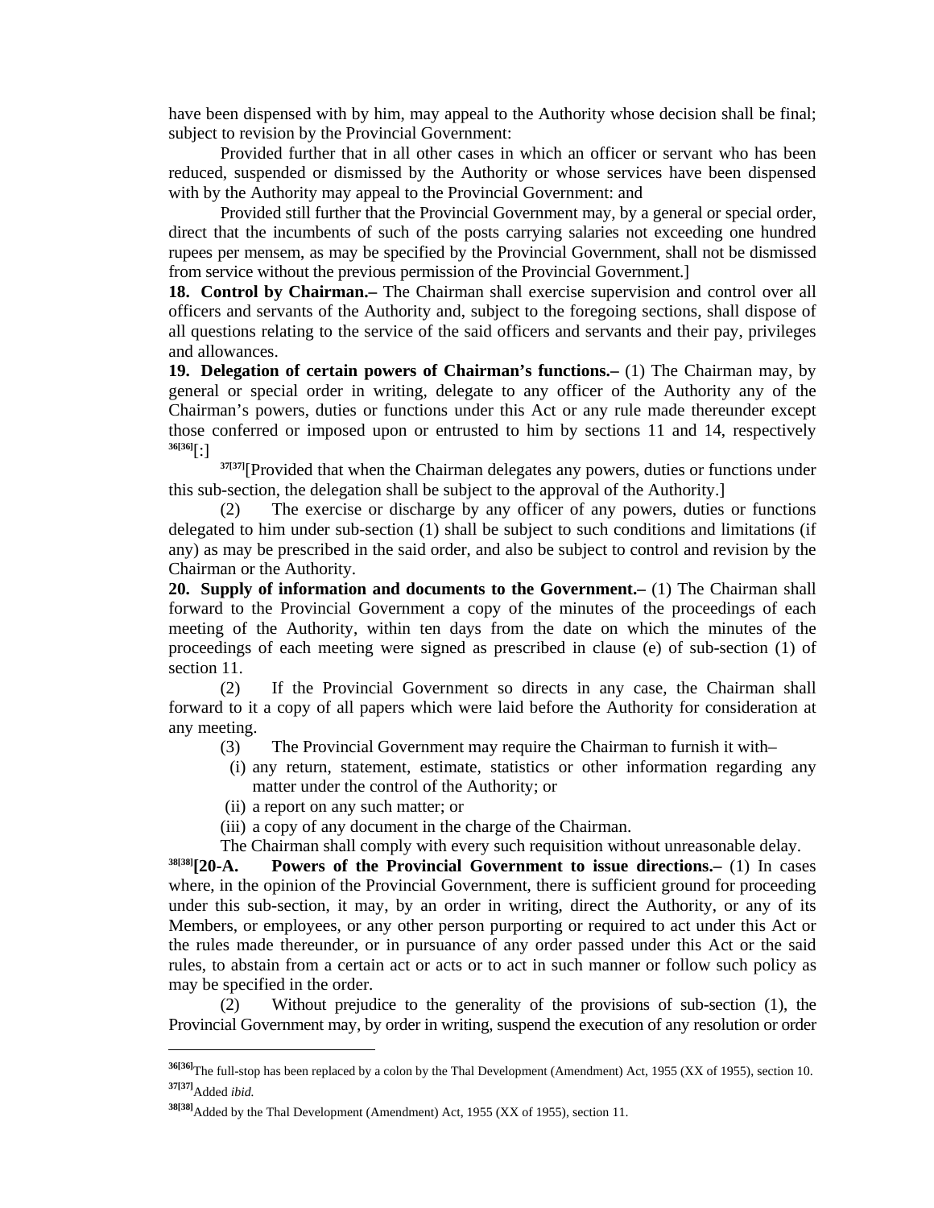have been dispensed with by him, may appeal to the Authority whose decision shall be final; subject to revision by the Provincial Government:

Provided further that in all other cases in which an officer or servant who has been reduced, suspended or dismissed by the Authority or whose services have been dispensed with by the Authority may appeal to the Provincial Government: and

Provided still further that the Provincial Government may, by a general or special order, direct that the incumbents of such of the posts carrying salaries not exceeding one hundred rupees per mensem, as may be specified by the Provincial Government, shall not be dismissed from service without the previous permission of the Provincial Government.]

**18. Control by Chairman.–** The Chairman shall exercise supervision and control over all officers and servants of the Authority and, subject to the foregoing sections, shall dispose of all questions relating to the service of the said officers and servants and their pay, privileges and allowances.

**19. Delegation of certain powers of Chairman's functions.–** (1) The Chairman may, by general or special order in writing, delegate to any officer of the Authority any of the Chairman's powers, duties or functions under this Act or any rule made thereunder except those conferred or imposed upon or entrusted to him by sections 11 and 14, respectively [36][:]

[37][Provided that when the Chairman delegates any powers, duties or functions under this sub-section, the delegation shall be subject to the approval of the Authority.]

(2) The exercise or discharge by any officer of any powers, duties or functions delegated to him under sub-section (1) shall be subject to such conditions and limitations (if any) as may be prescribed in the said order, and also be subject to control and revision by the Chairman or the Authority.

**20. Supply of information and documents to the Government.–** (1) The Chairman shall forward to the Provincial Government a copy of the minutes of the proceedings of each meeting of the Authority, within ten days from the date on which the minutes of the proceedings of each meeting were signed as prescribed in clause (e) of sub-section (1) of section 11.

(2) If the Provincial Government so directs in any case, the Chairman shall forward to it a copy of all papers which were laid before the Authority for consideration at any meeting.

(3) The Provincial Government may require the Chairman to furnish it with–

(i) any return, statement, estimate, statistics or other information regarding any matter under the control of the Authority; or

(ii) a report on any such matter; or

(iii) a copy of any document in the charge of the Chairman.

The Chairman shall comply with every such requisition without unreasonable delay.

[38]**[20-A. Powers of the Provincial Government to issue directions.–** (1) In cases where, in the opinion of the Provincial Government, there is sufficient ground for proceeding under this sub-section, it may, by an order in writing, direct the Authority, or any of its Members, or employees, or any other person purporting or required to act under this Act or the rules made thereunder, or in pursuance of any order passed under this Act or the said rules, to abstain from a certain act or acts or to act in such manner or follow such policy as may be specified in the order.

(2) Without prejudice to the generality of the provisions of sub-section (1), the Provincial Government may, by order in writing, suspend the execution of any resolution or order

---

[36] The full-stop has been replaced by a colon by the Thal Development (Amendment) Act, 1955 (XX of 1955), section 10.

[37] Added *ibid.*

[38] Added by the Thal Development (Amendment) Act, 1955 (XX of 1955), section 11.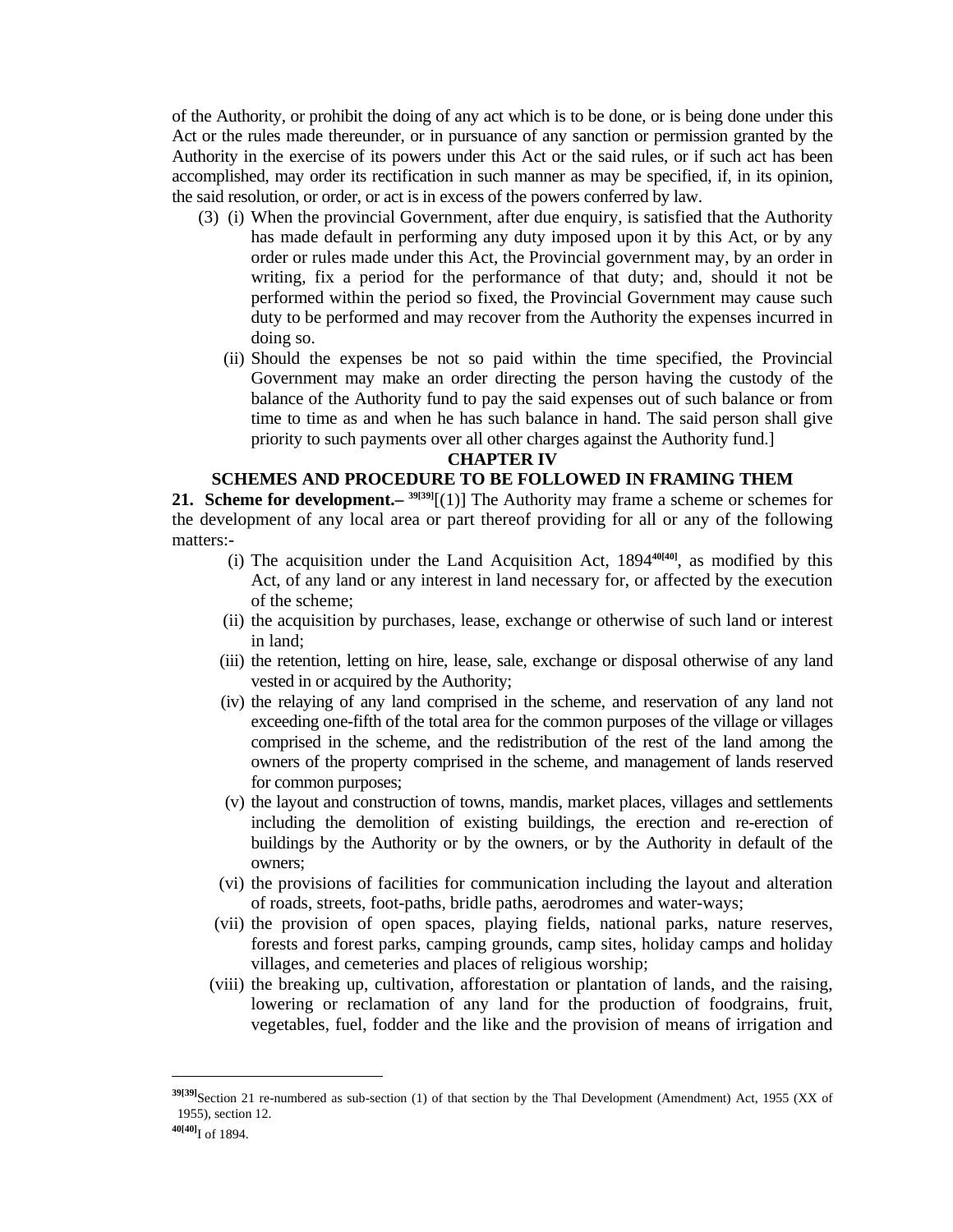of the Authority, or prohibit the doing of any act which is to be done, or is being done under this Act or the rules made thereunder, or in pursuance of any sanction or permission granted by the Authority in the exercise of its powers under this Act or the said rules, or if such act has been accomplished, may order its rectification in such manner as may be specified, if, in its opinion, the said resolution, or order, or act is in excess of the powers conferred by law.

(3) (i) When the provincial Government, after due enquiry, is satisfied that the Authority has made default in performing any duty imposed upon it by this Act, or by any order or rules made under this Act, the Provincial government may, by an order in writing, fix a period for the performance of that duty; and, should it not be performed within the period so fixed, the Provincial Government may cause such duty to be performed and may recover from the Authority the expenses incurred in doing so.

(ii) Should the expenses be not so paid within the time specified, the Provincial Government may make an order directing the person having the custody of the balance of the Authority fund to pay the said expenses out of such balance or from time to time as and when he has such balance in hand. The said person shall give priority to such payments over all other charges against the Authority fund.]

## CHAPTER IV

## SCHEMES AND PROCEDURE TO BE FOLLOWED IN FRAMING THEM

**21. Scheme for development.–** [39[39]][(1)] The Authority may frame a scheme or schemes for the development of any local area or part thereof providing for all or any of the following matters:-

(i) The acquisition under the Land Acquisition Act, 1894[40[40]], as modified by this Act, of any land or any interest in land necessary for, or affected by the execution of the scheme;

(ii) the acquisition by purchases, lease, exchange or otherwise of such land or interest in land;

(iii) the retention, letting on hire, lease, sale, exchange or disposal otherwise of any land vested in or acquired by the Authority;

(iv) the relaying of any land comprised in the scheme, and reservation of any land not exceeding one-fifth of the total area for the common purposes of the village or villages comprised in the scheme, and the redistribution of the rest of the land among the owners of the property comprised in the scheme, and management of lands reserved for common purposes;

(v) the layout and construction of towns, mandis, market places, villages and settlements including the demolition of existing buildings, the erection and re-erection of buildings by the Authority or by the owners, or by the Authority in default of the owners;

(vi) the provisions of facilities for communication including the layout and alteration of roads, streets, foot-paths, bridle paths, aerodromes and water-ways;

(vii) the provision of open spaces, playing fields, national parks, nature reserves, forests and forest parks, camping grounds, camp sites, holiday camps and holiday villages, and cemeteries and places of religious worship;

(viii) the breaking up, cultivation, afforestation or plantation of lands, and the raising, lowering or reclamation of any land for the production of foodgrains, fruit, vegetables, fuel, fodder and the like and the provision of means of irrigation and

---

[39[39]] Section 21 re-numbered as sub-section (1) of that section by the Thal Development (Amendment) Act, 1955 (XX of 1955), section 12.

[40[40]] I of 1894.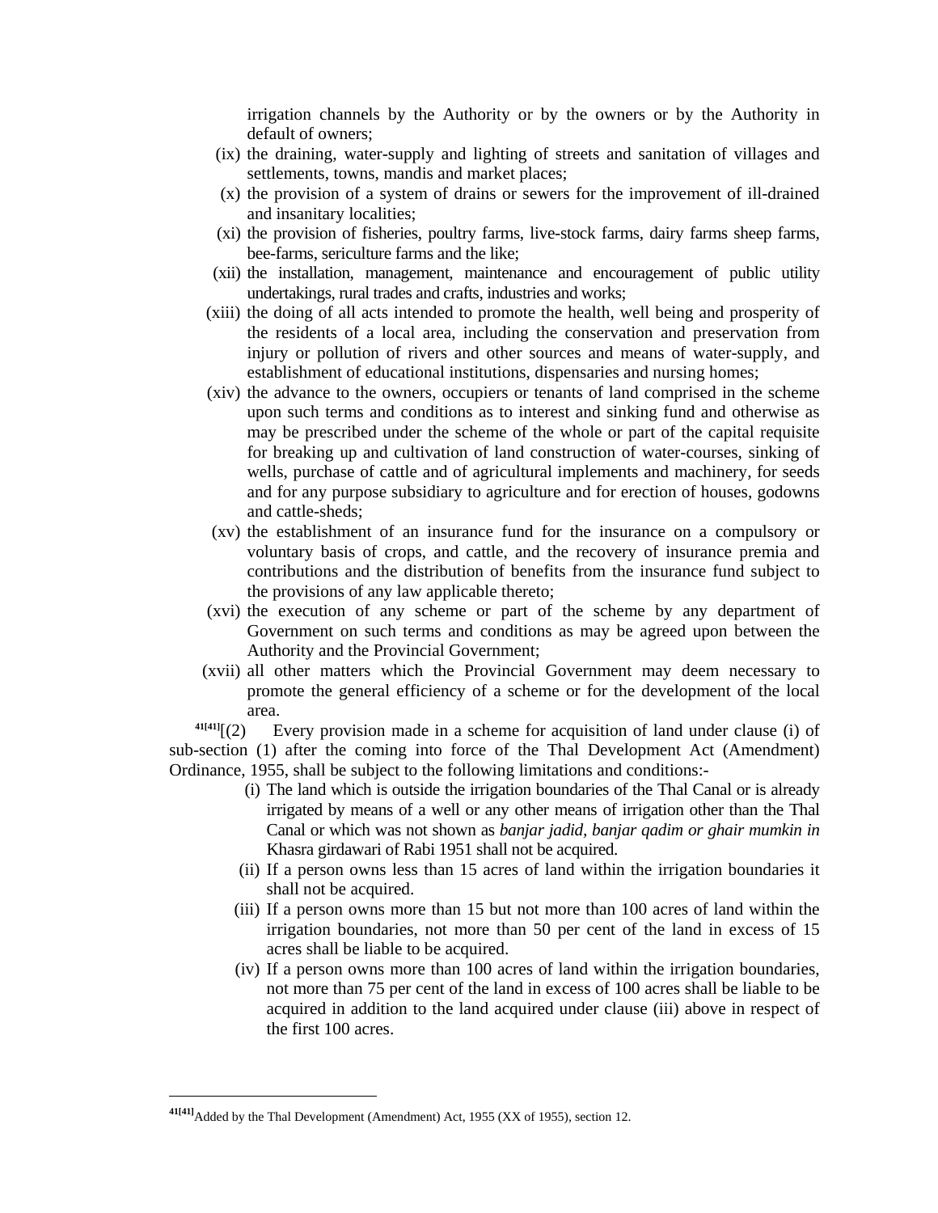irrigation channels by the Authority or by the owners or by the Authority in default of owners;

(ix) the draining, water-supply and lighting of streets and sanitation of villages and settlements, towns, mandis and market places;

(x) the provision of a system of drains or sewers for the improvement of ill-drained and insanitary localities;

(xi) the provision of fisheries, poultry farms, live-stock farms, dairy farms sheep farms, bee-farms, sericulture farms and the like;

(xii) the installation, management, maintenance and encouragement of public utility undertakings, rural trades and crafts, industries and works;

(xiii) the doing of all acts intended to promote the health, well being and prosperity of the residents of a local area, including the conservation and preservation from injury or pollution of rivers and other sources and means of water-supply, and establishment of educational institutions, dispensaries and nursing homes;

(xiv) the advance to the owners, occupiers or tenants of land comprised in the scheme upon such terms and conditions as to interest and sinking fund and otherwise as may be prescribed under the scheme of the whole or part of the capital requisite for breaking up and cultivation of land construction of water-courses, sinking of wells, purchase of cattle and of agricultural implements and machinery, for seeds and for any purpose subsidiary to agriculture and for erection of houses, godowns and cattle-sheds;

(xv) the establishment of an insurance fund for the insurance on a compulsory or voluntary basis of crops, and cattle, and the recovery of insurance premia and contributions and the distribution of benefits from the insurance fund subject to the provisions of any law applicable thereto;

(xvi) the execution of any scheme or part of the scheme by any department of Government on such terms and conditions as may be agreed upon between the Authority and the Provincial Government;

(xvii) all other matters which the Provincial Government may deem necessary to promote the general efficiency of a scheme or for the development of the local area.

[41][41][(2) Every provision made in a scheme for acquisition of land under clause (i) of sub-section (1) after the coming into force of the Thal Development Act (Amendment) Ordinance, 1955, shall be subject to the following limitations and conditions:-

(i) The land which is outside the irrigation boundaries of the Thal Canal or is already irrigated by means of a well or any other means of irrigation other than the Thal Canal or which was not shown as *banjar jadid, banjar qadim or ghair mumkin in* Khasra girdawari of Rabi 1951 shall not be acquired.

(ii) If a person owns less than 15 acres of land within the irrigation boundaries it shall not be acquired.

(iii) If a person owns more than 15 but not more than 100 acres of land within the irrigation boundaries, not more than 50 per cent of the land in excess of 15 acres shall be liable to be acquired.

(iv) If a person owns more than 100 acres of land within the irrigation boundaries, not more than 75 per cent of the land in excess of 100 acres shall be liable to be acquired in addition to the land acquired under clause (iii) above in respect of the first 100 acres.

---

[41][41]Added by the Thal Development (Amendment) Act, 1955 (XX of 1955), section 12.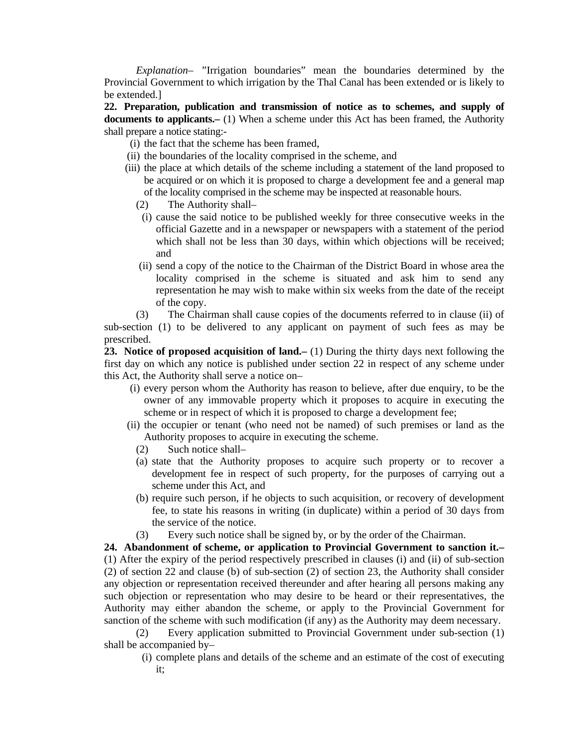*Explanation*– "Irrigation boundaries" mean the boundaries determined by the Provincial Government to which irrigation by the Thal Canal has been extended or is likely to be extended.]

**22. Preparation, publication and transmission of notice as to schemes, and supply of documents to applicants.–** (1) When a scheme under this Act has been framed, the Authority shall prepare a notice stating:-

(i) the fact that the scheme has been framed,

(ii) the boundaries of the locality comprised in the scheme, and

(iii) the place at which details of the scheme including a statement of the land proposed to be acquired or on which it is proposed to charge a development fee and a general map of the locality comprised in the scheme may be inspected at reasonable hours.

(2) The Authority shall–

(i) cause the said notice to be published weekly for three consecutive weeks in the official Gazette and in a newspaper or newspapers with a statement of the period which shall not be less than 30 days, within which objections will be received; and

(ii) send a copy of the notice to the Chairman of the District Board in whose area the locality comprised in the scheme is situated and ask him to send any representation he may wish to make within six weeks from the date of the receipt of the copy.

(3) The Chairman shall cause copies of the documents referred to in clause (ii) of sub-section (1) to be delivered to any applicant on payment of such fees as may be prescribed.

**23. Notice of proposed acquisition of land.–** (1) During the thirty days next following the first day on which any notice is published under section 22 in respect of any scheme under this Act, the Authority shall serve a notice on–

(i) every person whom the Authority has reason to believe, after due enquiry, to be the owner of any immovable property which it proposes to acquire in executing the scheme or in respect of which it is proposed to charge a development fee;

(ii) the occupier or tenant (who need not be named) of such premises or land as the Authority proposes to acquire in executing the scheme.

(2) Such notice shall–

(a) state that the Authority proposes to acquire such property or to recover a development fee in respect of such property, for the purposes of carrying out a scheme under this Act, and

(b) require such person, if he objects to such acquisition, or recovery of development fee, to state his reasons in writing (in duplicate) within a period of 30 days from the service of the notice.

(3) Every such notice shall be signed by, or by the order of the Chairman.

**24. Abandonment of scheme, or application to Provincial Government to sanction it.–** (1) After the expiry of the period respectively prescribed in clauses (i) and (ii) of sub-section (2) of section 22 and clause (b) of sub-section (2) of section 23, the Authority shall consider any objection or representation received thereunder and after hearing all persons making any such objection or representation who may desire to be heard or their representatives, the Authority may either abandon the scheme, or apply to the Provincial Government for sanction of the scheme with such modification (if any) as the Authority may deem necessary.

(2) Every application submitted to Provincial Government under sub-section (1) shall be accompanied by–

(i) complete plans and details of the scheme and an estimate of the cost of executing it;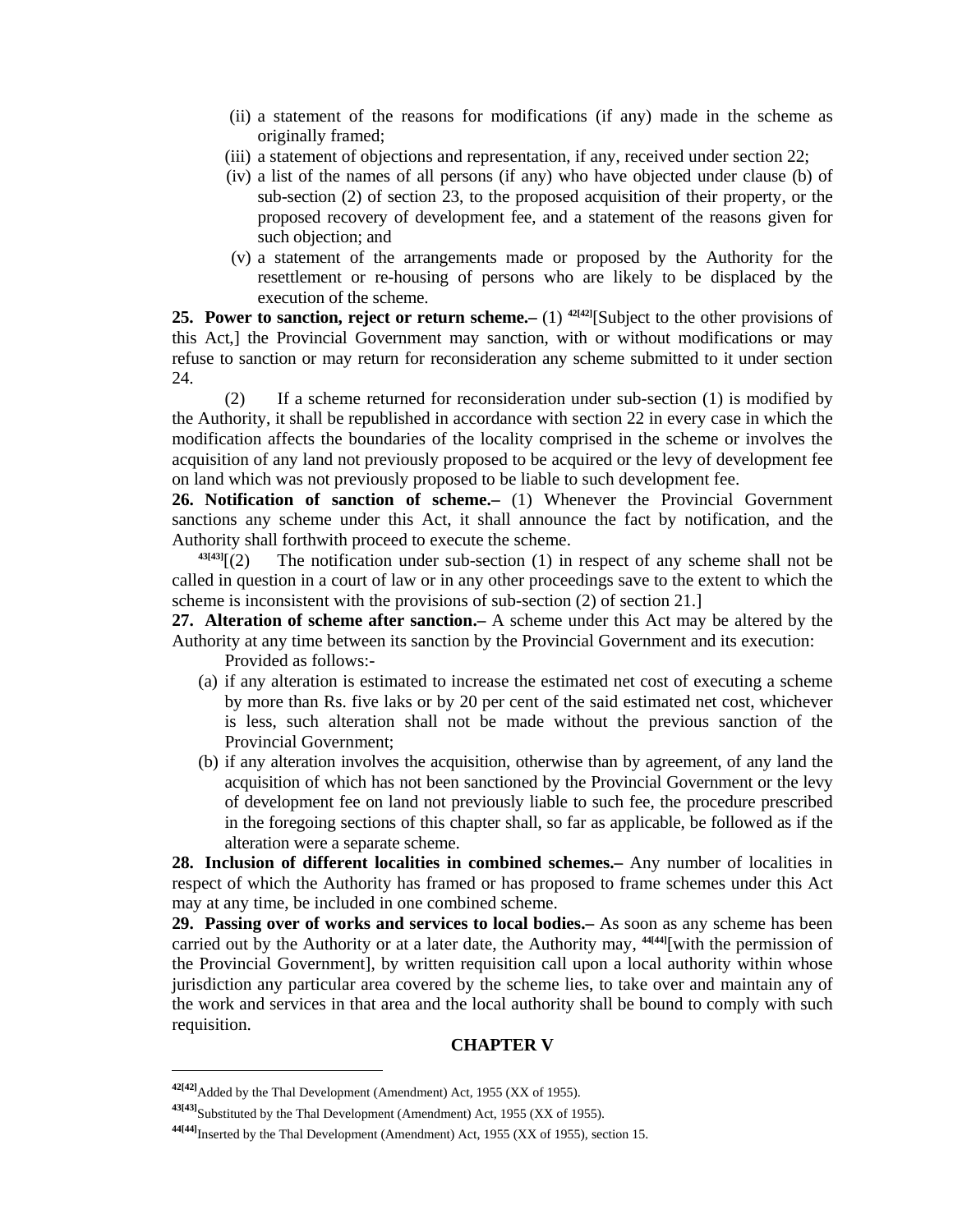(ii) a statement of the reasons for modifications (if any) made in the scheme as originally framed;

(iii) a statement of objections and representation, if any, received under section 22;

(iv) a list of the names of all persons (if any) who have objected under clause (b) of sub-section (2) of section 23, to the proposed acquisition of their property, or the proposed recovery of development fee, and a statement of the reasons given for such objection; and

(v) a statement of the arrangements made or proposed by the Authority for the resettlement or re-housing of persons who are likely to be displaced by the execution of the scheme.

**25. Power to sanction, reject or return scheme.–** (1) [42][42][Subject to the other provisions of this Act,] the Provincial Government may sanction, with or without modifications or may refuse to sanction or may return for reconsideration any scheme submitted to it under section 24.

(2) If a scheme returned for reconsideration under sub-section (1) is modified by the Authority, it shall be republished in accordance with section 22 in every case in which the modification affects the boundaries of the locality comprised in the scheme or involves the acquisition of any land not previously proposed to be acquired or the levy of development fee on land which was not previously proposed to be liable to such development fee.

**26. Notification of sanction of scheme.–** (1) Whenever the Provincial Government sanctions any scheme under this Act, it shall announce the fact by notification, and the Authority shall forthwith proceed to execute the scheme.

[43][43][(2) The notification under sub-section (1) in respect of any scheme shall not be called in question in a court of law or in any other proceedings save to the extent to which the scheme is inconsistent with the provisions of sub-section (2) of section 21.]

**27. Alteration of scheme after sanction.–** A scheme under this Act may be altered by the Authority at any time between its sanction by the Provincial Government and its execution:

Provided as follows:-

(a) if any alteration is estimated to increase the estimated net cost of executing a scheme by more than Rs. five laks or by 20 per cent of the said estimated net cost, whichever is less, such alteration shall not be made without the previous sanction of the Provincial Government;

(b) if any alteration involves the acquisition, otherwise than by agreement, of any land the acquisition of which has not been sanctioned by the Provincial Government or the levy of development fee on land not previously liable to such fee, the procedure prescribed in the foregoing sections of this chapter shall, so far as applicable, be followed as if the alteration were a separate scheme.

**28. Inclusion of different localities in combined schemes.–** Any number of localities in respect of which the Authority has framed or has proposed to frame schemes under this Act may at any time, be included in one combined scheme.

**29. Passing over of works and services to local bodies.–** As soon as any scheme has been carried out by the Authority or at a later date, the Authority may, [44][44][with the permission of the Provincial Government], by written requisition call upon a local authority within whose jurisdiction any particular area covered by the scheme lies, to take over and maintain any of the work and services in that area and the local authority shall be bound to comply with such requisition.

## CHAPTER V

---

[42][42]Added by the Thal Development (Amendment) Act, 1955 (XX of 1955).

[43][43]Substituted by the Thal Development (Amendment) Act, 1955 (XX of 1955).

[44][44]Inserted by the Thal Development (Amendment) Act, 1955 (XX of 1955), section 15.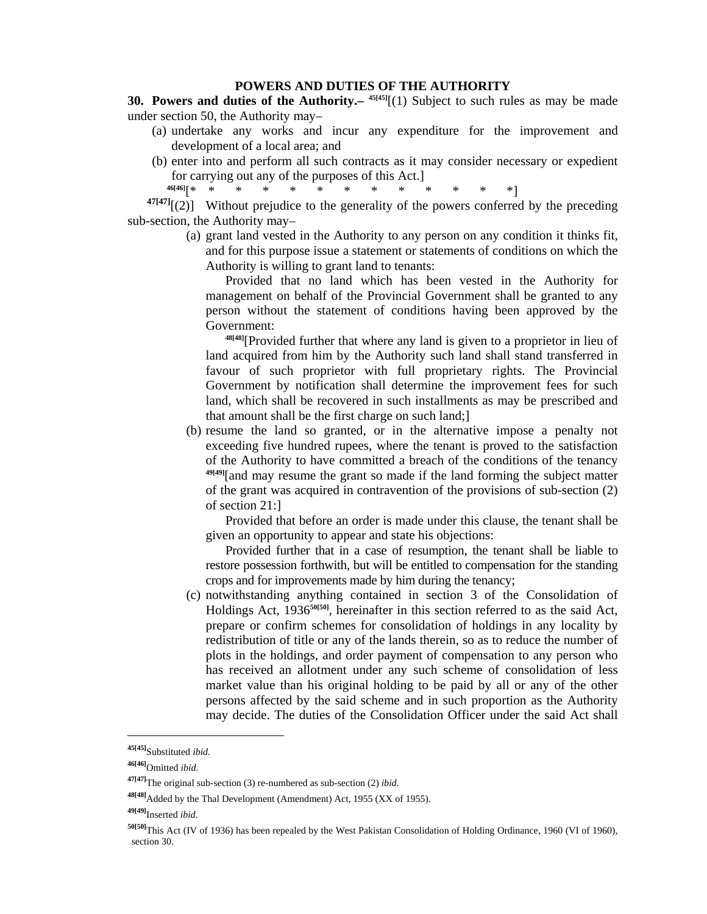## POWERS AND DUTIES OF THE AUTHORITY

**30. Powers and duties of the Authority.–** [45][45][(1) Subject to such rules as may be made under section 50, the Authority may–

(a) undertake any works and incur any expenditure for the improvement and development of a local area; and

(b) enter into and perform all such contracts as it may consider necessary or expedient for carrying out any of the purposes of this Act.]

[46][46][* * * * * * * * * * * * *]

[47][47][(2)] Without prejudice to the generality of the powers conferred by the preceding sub-section, the Authority may–

(a) grant land vested in the Authority to any person on any condition it thinks fit, and for this purpose issue a statement or statements of conditions on which the Authority is willing to grant land to tenants:

Provided that no land which has been vested in the Authority for management on behalf of the Provincial Government shall be granted to any person without the statement of conditions having been approved by the Government:

[48][48][Provided further that where any land is given to a proprietor in lieu of land acquired from him by the Authority such land shall stand transferred in favour of such proprietor with full proprietary rights. The Provincial Government by notification shall determine the improvement fees for such land, which shall be recovered in such installments as may be prescribed and that amount shall be the first charge on such land;]

(b) resume the land so granted, or in the alternative impose a penalty not exceeding five hundred rupees, where the tenant is proved to the satisfaction of the Authority to have committed a breach of the conditions of the tenancy [49][49][and may resume the grant so made if the land forming the subject matter of the grant was acquired in contravention of the provisions of sub-section (2) of section 21:]

Provided that before an order is made under this clause, the tenant shall be given an opportunity to appear and state his objections:

Provided further that in a case of resumption, the tenant shall be liable to restore possession forthwith, but will be entitled to compensation for the standing crops and for improvements made by him during the tenancy;

(c) notwithstanding anything contained in section 3 of the Consolidation of Holdings Act, 1936[50][50], hereinafter in this section referred to as the said Act, prepare or confirm schemes for consolidation of holdings in any locality by redistribution of title or any of the lands therein, so as to reduce the number of plots in the holdings, and order payment of compensation to any person who has received an allotment under any such scheme of consolidation of less market value than his original holding to be paid by all or any of the other persons affected by the said scheme and in such proportion as the Authority may decide. The duties of the Consolidation Officer under the said Act shall

---

[45][45] Substituted *ibid.*

[46][46] Omitted *ibid*.

[47][47] The original sub-section (3) re-numbered as sub-section (2) *ibid.*

[48][48] Added by the Thal Development (Amendment) Act, 1955 (XX of 1955).

[49][49] Inserted *ibid.*

[50][50] This Act (IV of 1936) has been repealed by the West Pakistan Consolidation of Holding Ordinance, 1960 (VI of 1960), section 30.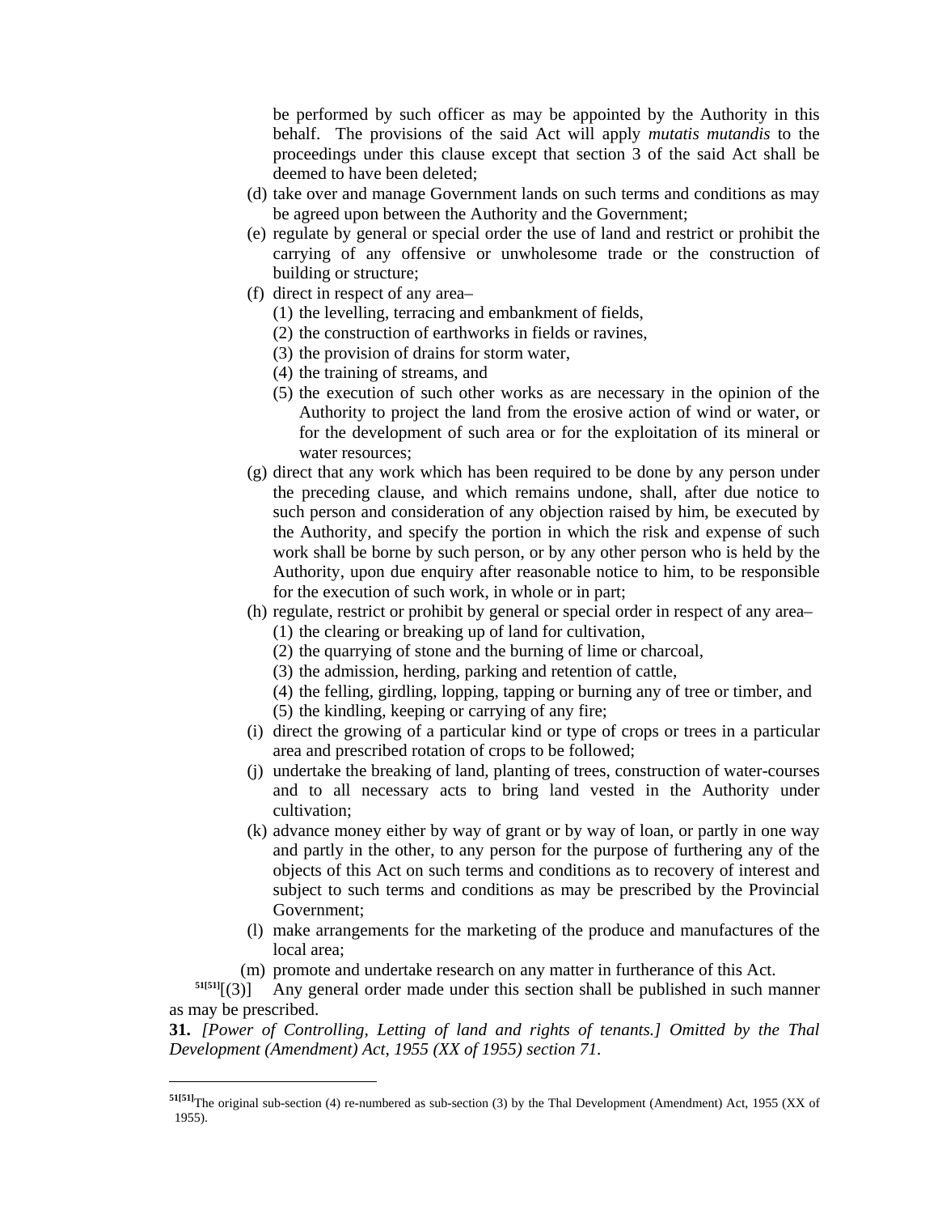be performed by such officer as may be appointed by the Authority in this behalf. The provisions of the said Act will apply *mutatis mutandis* to the proceedings under this clause except that section 3 of the said Act shall be deemed to have been deleted;

(d) take over and manage Government lands on such terms and conditions as may be agreed upon between the Authority and the Government;

(e) regulate by general or special order the use of land and restrict or prohibit the carrying of any offensive or unwholesome trade or the construction of building or structure;

(f) direct in respect of any area–

(1) the levelling, terracing and embankment of fields,

(2) the construction of earthworks in fields or ravines,

(3) the provision of drains for storm water,

(4) the training of streams, and

(5) the execution of such other works as are necessary in the opinion of the Authority to project the land from the erosive action of wind or water, or for the development of such area or for the exploitation of its mineral or water resources;

(g) direct that any work which has been required to be done by any person under the preceding clause, and which remains undone, shall, after due notice to such person and consideration of any objection raised by him, be executed by the Authority, and specify the portion in which the risk and expense of such work shall be borne by such person, or by any other person who is held by the Authority, upon due enquiry after reasonable notice to him, to be responsible for the execution of such work, in whole or in part;

(h) regulate, restrict or prohibit by general or special order in respect of any area–

(1) the clearing or breaking up of land for cultivation,

(2) the quarrying of stone and the burning of lime or charcoal,

(3) the admission, herding, parking and retention of cattle,

(4) the felling, girdling, lopping, tapping or burning any of tree or timber, and

(5) the kindling, keeping or carrying of any fire;

(i) direct the growing of a particular kind or type of crops or trees in a particular area and prescribed rotation of crops to be followed;

(j) undertake the breaking of land, planting of trees, construction of water-courses and to all necessary acts to bring land vested in the Authority under cultivation;

(k) advance money either by way of grant or by way of loan, or partly in one way and partly in the other, to any person for the purpose of furthering any of the objects of this Act on such terms and conditions as to recovery of interest and subject to such terms and conditions as may be prescribed by the Provincial Government;

(l) make arrangements for the marketing of the produce and manufactures of the local area;

(m) promote and undertake research on any matter in furtherance of this Act.

[51[51]][(3)] Any general order made under this section shall be published in such manner as may be prescribed.

**31.** *[Power of Controlling, Letting of land and rights of tenants.] Omitted by the Thal Development (Amendment) Act, 1955 (XX of 1955) section 71.*

---

[51[51]] The original sub-section (4) re-numbered as sub-section (3) by the Thal Development (Amendment) Act, 1955 (XX of 1955).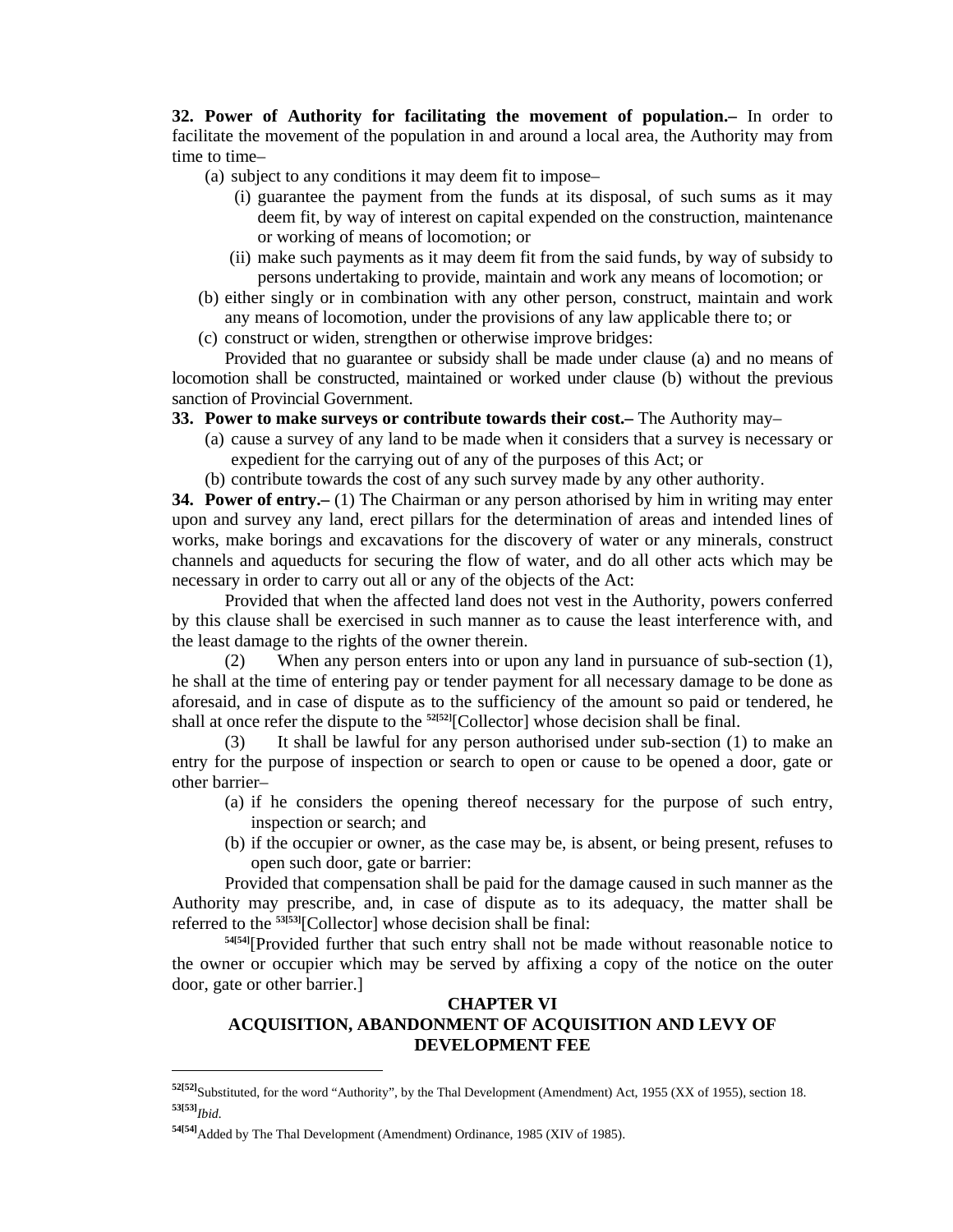**32. Power of Authority for facilitating the movement of population.–** In order to facilitate the movement of the population in and around a local area, the Authority may from time to time–

(a) subject to any conditions it may deem fit to impose–

(i) guarantee the payment from the funds at its disposal, of such sums as it may deem fit, by way of interest on capital expended on the construction, maintenance or working of means of locomotion; or

(ii) make such payments as it may deem fit from the said funds, by way of subsidy to persons undertaking to provide, maintain and work any means of locomotion; or

(b) either singly or in combination with any other person, construct, maintain and work any means of locomotion, under the provisions of any law applicable there to; or

(c) construct or widen, strengthen or otherwise improve bridges:

Provided that no guarantee or subsidy shall be made under clause (a) and no means of locomotion shall be constructed, maintained or worked under clause (b) without the previous sanction of Provincial Government.

**33. Power to make surveys or contribute towards their cost.–** The Authority may–

(a) cause a survey of any land to be made when it considers that a survey is necessary or expedient for the carrying out of any of the purposes of this Act; or

(b) contribute towards the cost of any such survey made by any other authority.

**34. Power of entry.–** (1) The Chairman or any person athorised by him in writing may enter upon and survey any land, erect pillars for the determination of areas and intended lines of works, make borings and excavations for the discovery of water or any minerals, construct channels and aqueducts for securing the flow of water, and do all other acts which may be necessary in order to carry out all or any of the objects of the Act:

Provided that when the affected land does not vest in the Authority, powers conferred by this clause shall be exercised in such manner as to cause the least interference with, and the least damage to the rights of the owner therein.

(2) When any person enters into or upon any land in pursuance of sub-section (1), he shall at the time of entering pay or tender payment for all necessary damage to be done as aforesaid, and in case of dispute as to the sufficiency of the amount so paid or tendered, he shall at once refer the dispute to the [52][Collector] whose decision shall be final.

(3) It shall be lawful for any person authorised under sub-section (1) to make an entry for the purpose of inspection or search to open or cause to be opened a door, gate or other barrier–

(a) if he considers the opening thereof necessary for the purpose of such entry, inspection or search; and

(b) if the occupier or owner, as the case may be, is absent, or being present, refuses to open such door, gate or barrier:

Provided that compensation shall be paid for the damage caused in such manner as the Authority may prescribe, and, in case of dispute as to its adequacy, the matter shall be referred to the [53][Collector] whose decision shall be final:

[54][Provided further that such entry shall not be made without reasonable notice to the owner or occupier which may be served by affixing a copy of the notice on the outer door, gate or other barrier.]

## CHAPTER VI
## ACQUISITION, ABANDONMENT OF ACQUISITION AND LEVY OF DEVELOPMENT FEE

---

[52]Substituted, for the word "Authority", by the Thal Development (Amendment) Act, 1955 (XX of 1955), section 18.

[53]*Ibid.*

[54]Added by The Thal Development (Amendment) Ordinance, 1985 (XIV of 1985).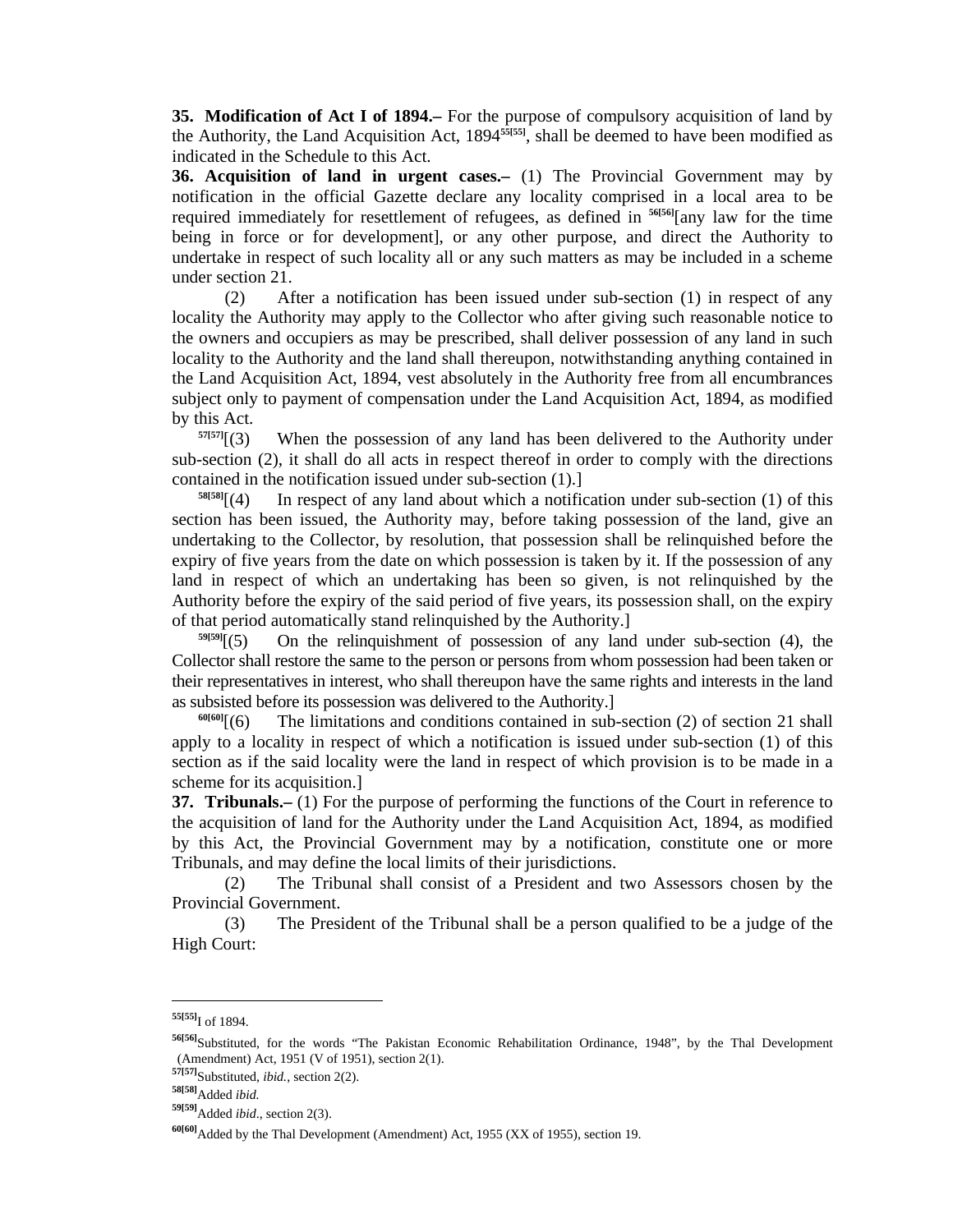**35. Modification of Act I of 1894.–** For the purpose of compulsory acquisition of land by the Authority, the Land Acquisition Act, 1894[55[55]], shall be deemed to have been modified as indicated in the Schedule to this Act.

**36. Acquisition of land in urgent cases.–** (1) The Provincial Government may by notification in the official Gazette declare any locality comprised in a local area to be required immediately for resettlement of refugees, as defined in [56[56]][any law for the time being in force or for development], or any other purpose, and direct the Authority to undertake in respect of such locality all or any such matters as may be included in a scheme under section 21.

(2) After a notification has been issued under sub-section (1) in respect of any locality the Authority may apply to the Collector who after giving such reasonable notice to the owners and occupiers as may be prescribed, shall deliver possession of any land in such locality to the Authority and the land shall thereupon, notwithstanding anything contained in the Land Acquisition Act, 1894, vest absolutely in the Authority free from all encumbrances subject only to payment of compensation under the Land Acquisition Act, 1894, as modified by this Act.

[57[57]][(3) When the possession of any land has been delivered to the Authority under sub-section (2), it shall do all acts in respect thereof in order to comply with the directions contained in the notification issued under sub-section (1).]

[58[58]][(4) In respect of any land about which a notification under sub-section (1) of this section has been issued, the Authority may, before taking possession of the land, give an undertaking to the Collector, by resolution, that possession shall be relinquished before the expiry of five years from the date on which possession is taken by it. If the possession of any land in respect of which an undertaking has been so given, is not relinquished by the Authority before the expiry of the said period of five years, its possession shall, on the expiry of that period automatically stand relinquished by the Authority.]

[59[59]][(5) On the relinquishment of possession of any land under sub-section (4), the Collector shall restore the same to the person or persons from whom possession had been taken or their representatives in interest, who shall thereupon have the same rights and interests in the land as subsisted before its possession was delivered to the Authority.]

[60[60]][(6) The limitations and conditions contained in sub-section (2) of section 21 shall apply to a locality in respect of which a notification is issued under sub-section (1) of this section as if the said locality were the land in respect of which provision is to be made in a scheme for its acquisition.]

**37. Tribunals.–** (1) For the purpose of performing the functions of the Court in reference to the acquisition of land for the Authority under the Land Acquisition Act, 1894, as modified by this Act, the Provincial Government may by a notification, constitute one or more Tribunals, and may define the local limits of their jurisdictions.

(2) The Tribunal shall consist of a President and two Assessors chosen by the Provincial Government.

(3) The President of the Tribunal shall be a person qualified to be a judge of the High Court:

---

[55[55]] I of 1894.

[56[56]] Substituted, for the words "The Pakistan Economic Rehabilitation Ordinance, 1948", by the Thal Development (Amendment) Act, 1951 (V of 1951), section 2(1).

[57[57]] Substituted, *ibid.*, section 2(2).

[58[58]] Added *ibid.*

[59[59]] Added *ibid*., section 2(3).

[60[60]] Added by the Thal Development (Amendment) Act, 1955 (XX of 1955), section 19.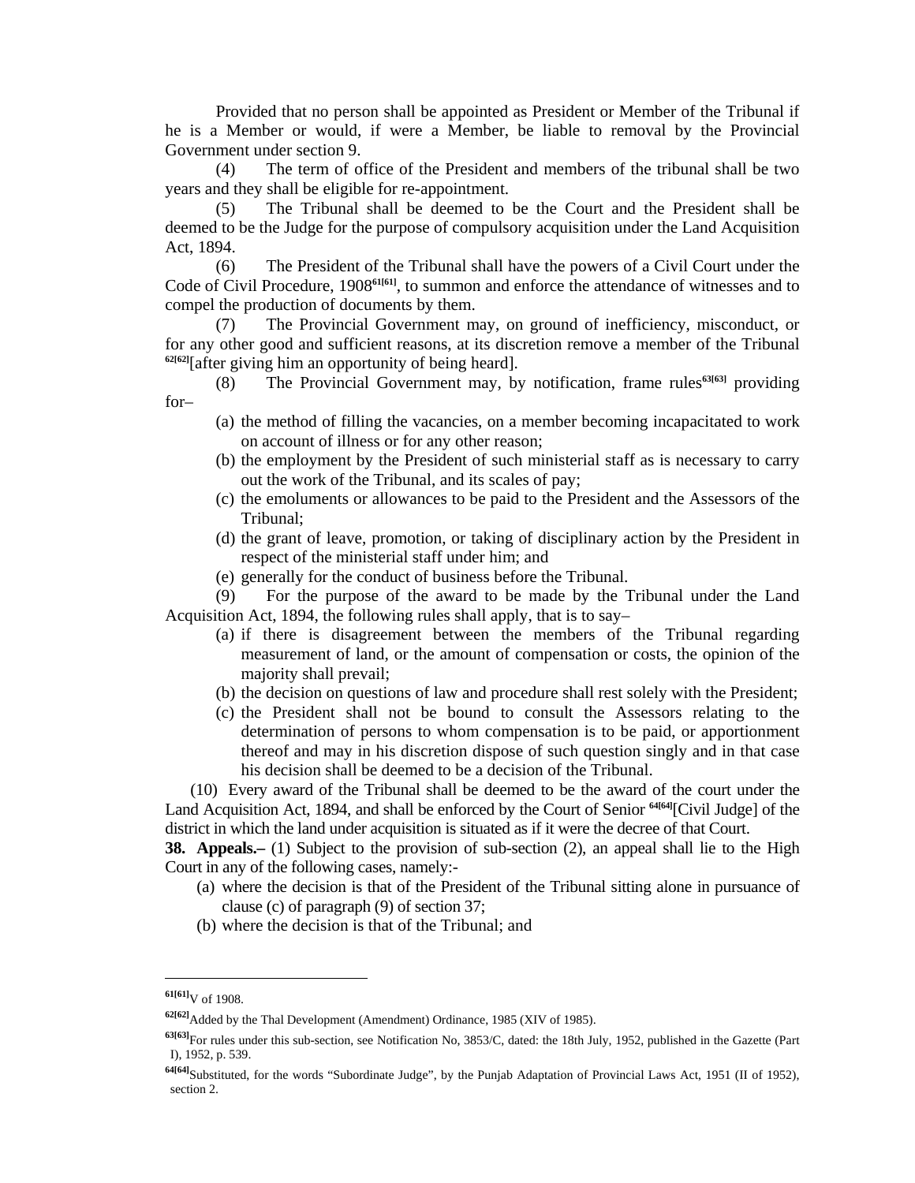Provided that no person shall be appointed as President or Member of the Tribunal if he is a Member or would, if were a Member, be liable to removal by the Provincial Government under section 9.

(4) The term of office of the President and members of the tribunal shall be two years and they shall be eligible for re-appointment.

(5) The Tribunal shall be deemed to be the Court and the President shall be deemed to be the Judge for the purpose of compulsory acquisition under the Land Acquisition Act, 1894.

(6) The President of the Tribunal shall have the powers of a Civil Court under the Code of Civil Procedure, 1908[61[61]], to summon and enforce the attendance of witnesses and to compel the production of documents by them.

(7) The Provincial Government may, on ground of inefficiency, misconduct, or for any other good and sufficient reasons, at its discretion remove a member of the Tribunal [62[62]][after giving him an opportunity of being heard].

(8) The Provincial Government may, by notification, frame rules[63[63]] providing for–

(a) the method of filling the vacancies, on a member becoming incapacitated to work on account of illness or for any other reason;

(b) the employment by the President of such ministerial staff as is necessary to carry out the work of the Tribunal, and its scales of pay;

(c) the emoluments or allowances to be paid to the President and the Assessors of the Tribunal;

(d) the grant of leave, promotion, or taking of disciplinary action by the President in respect of the ministerial staff under him; and

(e) generally for the conduct of business before the Tribunal.

(9) For the purpose of the award to be made by the Tribunal under the Land Acquisition Act, 1894, the following rules shall apply, that is to say–

(a) if there is disagreement between the members of the Tribunal regarding measurement of land, or the amount of compensation or costs, the opinion of the majority shall prevail;

(b) the decision on questions of law and procedure shall rest solely with the President;

(c) the President shall not be bound to consult the Assessors relating to the determination of persons to whom compensation is to be paid, or apportionment thereof and may in his discretion dispose of such question singly and in that case his decision shall be deemed to be a decision of the Tribunal.

(10) Every award of the Tribunal shall be deemed to be the award of the court under the Land Acquisition Act, 1894, and shall be enforced by the Court of Senior [64[64]][Civil Judge] of the district in which the land under acquisition is situated as if it were the decree of that Court.

**38. Appeals.–** (1) Subject to the provision of sub-section (2), an appeal shall lie to the High Court in any of the following cases, namely:-

(a) where the decision is that of the President of the Tribunal sitting alone in pursuance of clause (c) of paragraph (9) of section 37;

(b) where the decision is that of the Tribunal; and

---

[61[61]]V of 1908.

[62[62]]Added by the Thal Development (Amendment) Ordinance, 1985 (XIV of 1985).

[63[63]]For rules under this sub-section, see Notification No, 3853/C, dated: the 18th July, 1952, published in the Gazette (Part I), 1952, p. 539.

[64[64]]Substituted, for the words "Subordinate Judge", by the Punjab Adaptation of Provincial Laws Act, 1951 (II of 1952), section 2.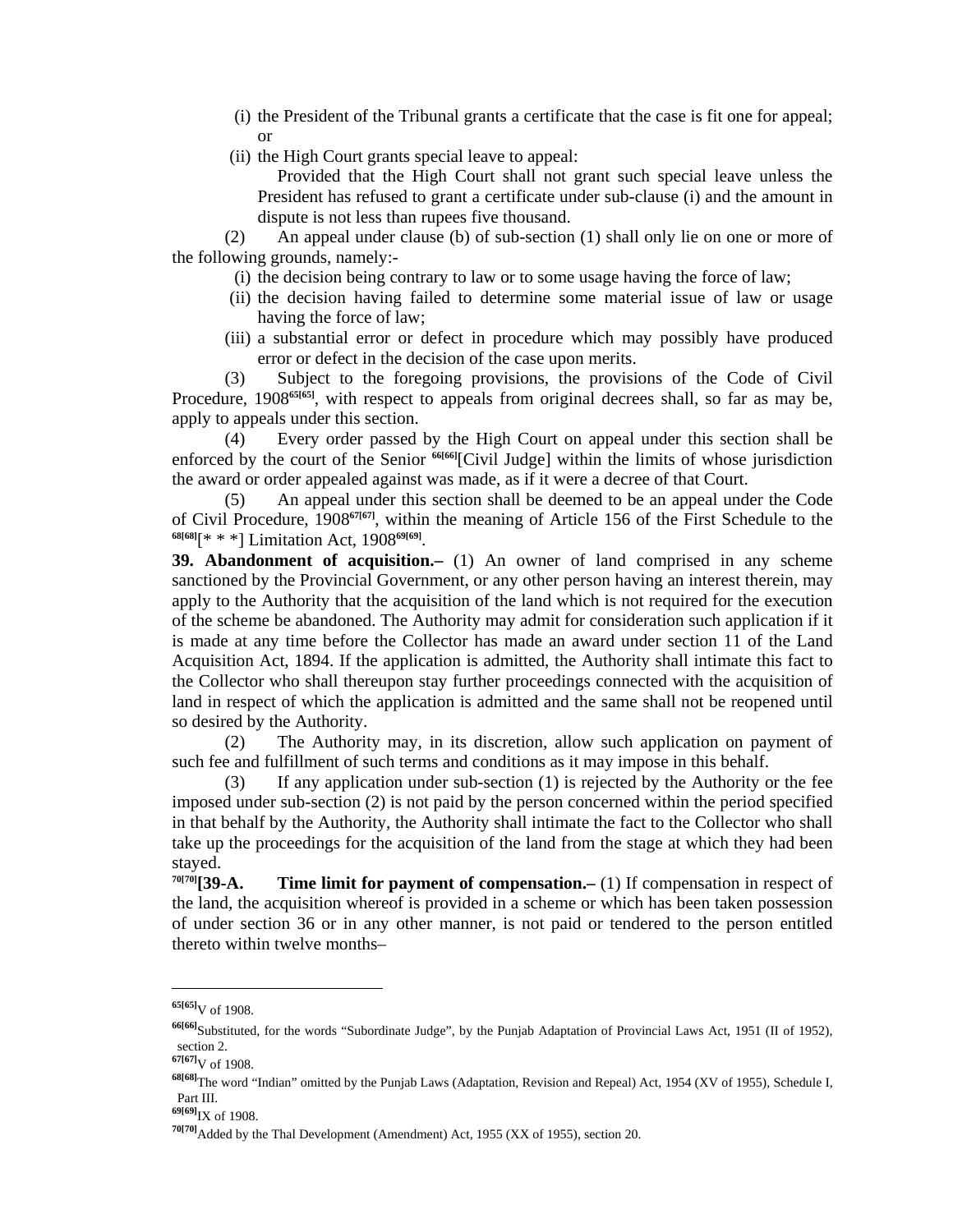(i) the President of the Tribunal grants a certificate that the case is fit one for appeal; or

(ii) the High Court grants special leave to appeal:

Provided that the High Court shall not grant such special leave unless the President has refused to grant a certificate under sub-clause (i) and the amount in dispute is not less than rupees five thousand.

(2) An appeal under clause (b) of sub-section (1) shall only lie on one or more of the following grounds, namely:-

(i) the decision being contrary to law or to some usage having the force of law;

(ii) the decision having failed to determine some material issue of law or usage having the force of law;

(iii) a substantial error or defect in procedure which may possibly have produced error or defect in the decision of the case upon merits.

(3) Subject to the foregoing provisions, the provisions of the Code of Civil Procedure, 1908[65[65]], with respect to appeals from original decrees shall, so far as may be, apply to appeals under this section.

(4) Every order passed by the High Court on appeal under this section shall be enforced by the court of the Senior [66[66]][Civil Judge] within the limits of whose jurisdiction the award or order appealed against was made, as if it were a decree of that Court.

(5) An appeal under this section shall be deemed to be an appeal under the Code of Civil Procedure, 1908[67[67]], within the meaning of Article 156 of the First Schedule to the [68[68]][* * *] Limitation Act, 1908[69[69]].

**39. Abandonment of acquisition.–** (1) An owner of land comprised in any scheme sanctioned by the Provincial Government, or any other person having an interest therein, may apply to the Authority that the acquisition of the land which is not required for the execution of the scheme be abandoned. The Authority may admit for consideration such application if it is made at any time before the Collector has made an award under section 11 of the Land Acquisition Act, 1894. If the application is admitted, the Authority shall intimate this fact to the Collector who shall thereupon stay further proceedings connected with the acquisition of land in respect of which the application is admitted and the same shall not be reopened until so desired by the Authority.

(2) The Authority may, in its discretion, allow such application on payment of such fee and fulfillment of such terms and conditions as it may impose in this behalf.

(3) If any application under sub-section (1) is rejected by the Authority or the fee imposed under sub-section (2) is not paid by the person concerned within the period specified in that behalf by the Authority, the Authority shall intimate the fact to the Collector who shall take up the proceedings for the acquisition of the land from the stage at which they had been stayed.

[70[70]]**[39-A. Time limit for payment of compensation.–** (1) If compensation in respect of the land, the acquisition whereof is provided in a scheme or which has been taken possession of under section 36 or in any other manner, is not paid or tendered to the person entitled thereto within twelve months–

---

[65[65]] V of 1908.

[66[66]] Substituted, for the words "Subordinate Judge", by the Punjab Adaptation of Provincial Laws Act, 1951 (II of 1952), section 2.

[67[67]] V of 1908.

[68[68]] The word "Indian" omitted by the Punjab Laws (Adaptation, Revision and Repeal) Act, 1954 (XV of 1955), Schedule I, Part III.

[69[69]] IX of 1908.

[70[70]] Added by the Thal Development (Amendment) Act, 1955 (XX of 1955), section 20.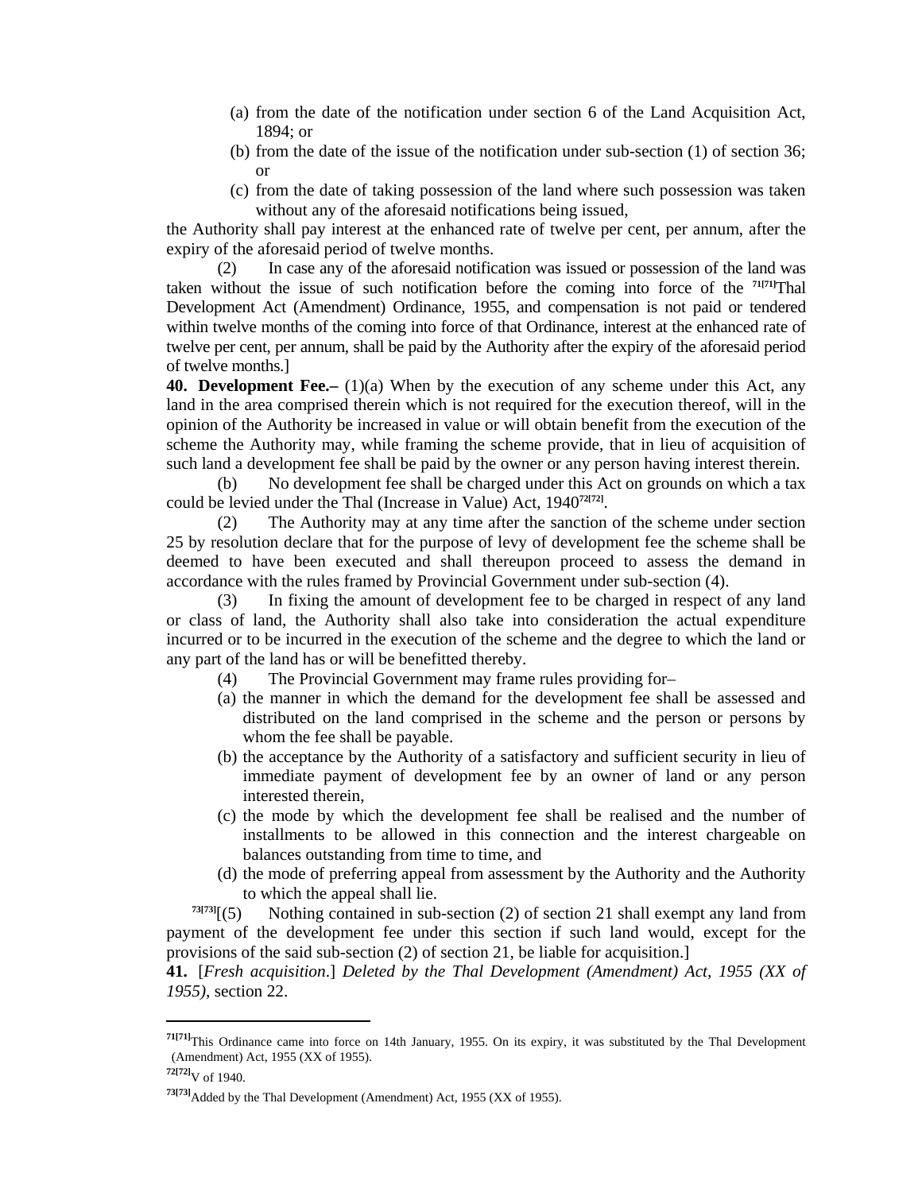(a) from the date of the notification under section 6 of the Land Acquisition Act, 1894; or

(b) from the date of the issue of the notification under sub-section (1) of section 36; or

(c) from the date of taking possession of the land where such possession was taken without any of the aforesaid notifications being issued,

the Authority shall pay interest at the enhanced rate of twelve per cent, per annum, after the expiry of the aforesaid period of twelve months.

(2) In case any of the aforesaid notification was issued or possession of the land was taken without the issue of such notification before the coming into force of the [71]Thal Development Act (Amendment) Ordinance, 1955, and compensation is not paid or tendered within twelve months of the coming into force of that Ordinance, interest at the enhanced rate of twelve per cent, per annum, shall be paid by the Authority after the expiry of the aforesaid period of twelve months.]

**40. Development Fee.–** (1)(a) When by the execution of any scheme under this Act, any land in the area comprised therein which is not required for the execution thereof, will in the opinion of the Authority be increased in value or will obtain benefit from the execution of the scheme the Authority may, while framing the scheme provide, that in lieu of acquisition of such land a development fee shall be paid by the owner or any person having interest therein.

(b) No development fee shall be charged under this Act on grounds on which a tax could be levied under the Thal (Increase in Value) Act, 1940[72].

(2) The Authority may at any time after the sanction of the scheme under section 25 by resolution declare that for the purpose of levy of development fee the scheme shall be deemed to have been executed and shall thereupon proceed to assess the demand in accordance with the rules framed by Provincial Government under sub-section (4).

(3) In fixing the amount of development fee to be charged in respect of any land or class of land, the Authority shall also take into consideration the actual expenditure incurred or to be incurred in the execution of the scheme and the degree to which the land or any part of the land has or will be benefitted thereby.

(4) The Provincial Government may frame rules providing for–

(a) the manner in which the demand for the development fee shall be assessed and distributed on the land comprised in the scheme and the person or persons by whom the fee shall be payable.

(b) the acceptance by the Authority of a satisfactory and sufficient security in lieu of immediate payment of development fee by an owner of land or any person interested therein,

(c) the mode by which the development fee shall be realised and the number of installments to be allowed in this connection and the interest chargeable on balances outstanding from time to time, and

(d) the mode of preferring appeal from assessment by the Authority and the Authority to which the appeal shall lie.

[73][(5) Nothing contained in sub-section (2) of section 21 shall exempt any land from payment of the development fee under this section if such land would, except for the provisions of the said sub-section (2) of section 21, be liable for acquisition.]

**41.** [*Fresh acquisition*.] *Deleted by the Thal Development (Amendment) Act, 1955 (XX of 1955)*, section 22.

---

[71]This Ordinance came into force on 14th January, 1955. On its expiry, it was substituted by the Thal Development (Amendment) Act, 1955 (XX of 1955).

[72]V of 1940.

[73]Added by the Thal Development (Amendment) Act, 1955 (XX of 1955).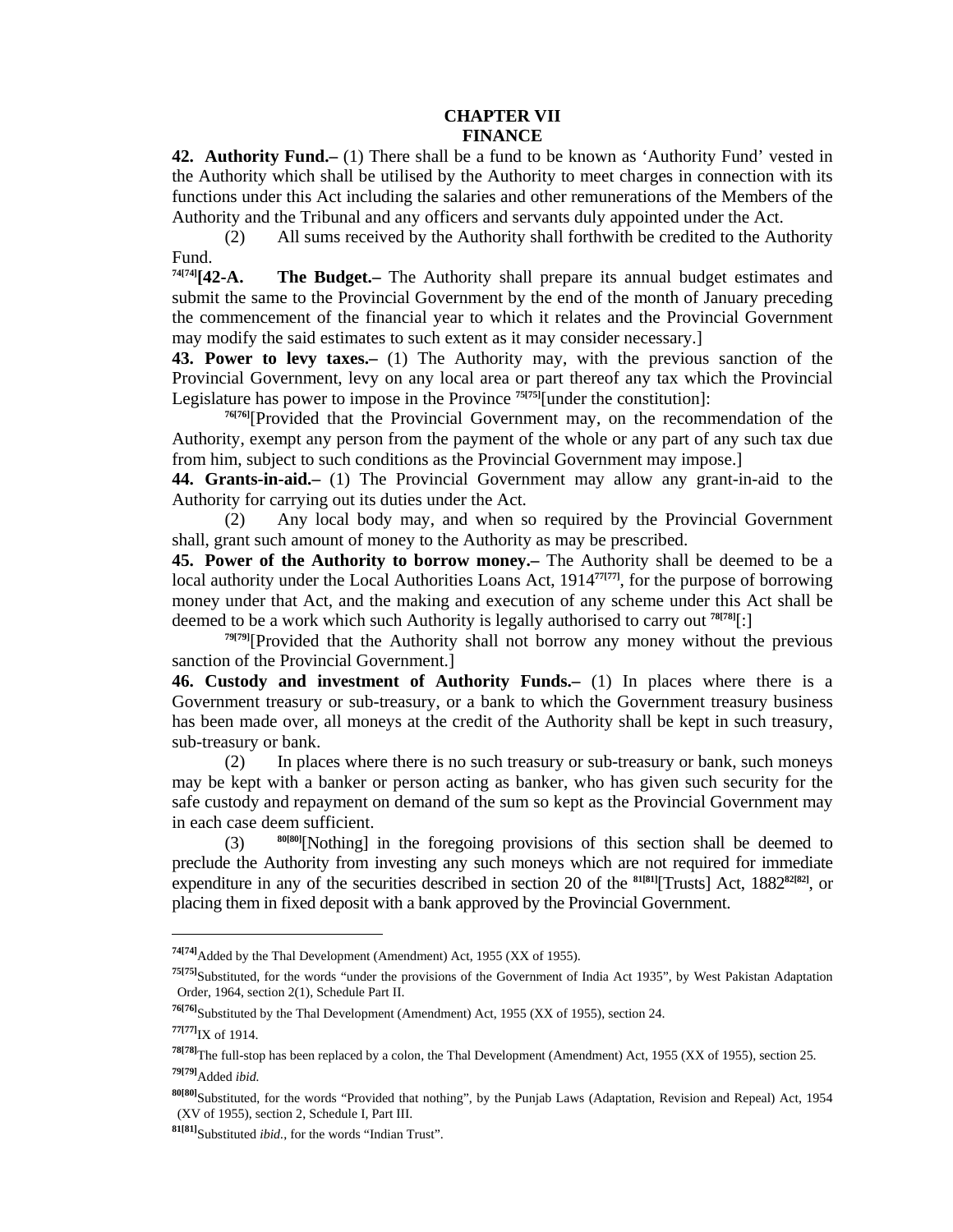## CHAPTER VII
## FINANCE

**42. Authority Fund.–** (1) There shall be a fund to be known as 'Authority Fund' vested in the Authority which shall be utilised by the Authority to meet charges in connection with its functions under this Act including the salaries and other remunerations of the Members of the Authority and the Tribunal and any officers and servants duly appointed under the Act.

(2) All sums received by the Authority shall forthwith be credited to the Authority Fund.

[74][74]**[42-A. The Budget.–** The Authority shall prepare its annual budget estimates and submit the same to the Provincial Government by the end of the month of January preceding the commencement of the financial year to which it relates and the Provincial Government may modify the said estimates to such extent as it may consider necessary.]

**43. Power to levy taxes.–** (1) The Authority may, with the previous sanction of the Provincial Government, levy on any local area or part thereof any tax which the Provincial Legislature has power to impose in the Province [75][75][under the constitution]:

[76][76][Provided that the Provincial Government may, on the recommendation of the Authority, exempt any person from the payment of the whole or any part of any such tax due from him, subject to such conditions as the Provincial Government may impose.]

**44. Grants-in-aid.–** (1) The Provincial Government may allow any grant-in-aid to the Authority for carrying out its duties under the Act.

(2) Any local body may, and when so required by the Provincial Government shall, grant such amount of money to the Authority as may be prescribed.

**45. Power of the Authority to borrow money.–** The Authority shall be deemed to be a local authority under the Local Authorities Loans Act, 1914[77][77], for the purpose of borrowing money under that Act, and the making and execution of any scheme under this Act shall be deemed to be a work which such Authority is legally authorised to carry out [78][78][:]

[79][79][Provided that the Authority shall not borrow any money without the previous sanction of the Provincial Government.]

**46. Custody and investment of Authority Funds.–** (1) In places where there is a Government treasury or sub-treasury, or a bank to which the Government treasury business has been made over, all moneys at the credit of the Authority shall be kept in such treasury, sub-treasury or bank.

(2) In places where there is no such treasury or sub-treasury or bank, such moneys may be kept with a banker or person acting as banker, who has given such security for the safe custody and repayment on demand of the sum so kept as the Provincial Government may in each case deem sufficient.

(3) [80][80][Nothing] in the foregoing provisions of this section shall be deemed to preclude the Authority from investing any such moneys which are not required for immediate expenditure in any of the securities described in section 20 of the [81][81][Trusts] Act, 1882[82][82], or placing them in fixed deposit with a bank approved by the Provincial Government.

---

[74][74]Added by the Thal Development (Amendment) Act, 1955 (XX of 1955).

[75][75]Substituted, for the words "under the provisions of the Government of India Act 1935", by West Pakistan Adaptation Order, 1964, section 2(1), Schedule Part II.

[76][76]Substituted by the Thal Development (Amendment) Act, 1955 (XX of 1955), section 24.

[77][77]IX of 1914.

[78][78]The full-stop has been replaced by a colon, the Thal Development (Amendment) Act, 1955 (XX of 1955), section 25.

[79][79]Added *ibid.*

[80][80]Substituted, for the words "Provided that nothing", by the Punjab Laws (Adaptation, Revision and Repeal) Act, 1954 (XV of 1955), section 2, Schedule I, Part III.

[81][81]Substituted *ibid.*, for the words "Indian Trust".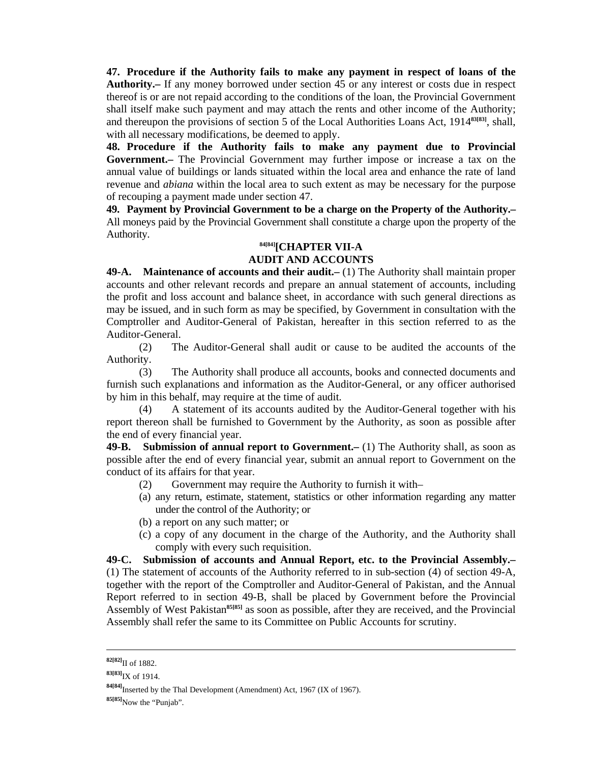**47. Procedure if the Authority fails to make any payment in respect of loans of the Authority.–** If any money borrowed under section 45 or any interest or costs due in respect thereof is or are not repaid according to the conditions of the loan, the Provincial Government shall itself make such payment and may attach the rents and other income of the Authority; and thereupon the provisions of section 5 of the Local Authorities Loans Act, 1914[83[83]], shall, with all necessary modifications, be deemed to apply.

**48. Procedure if the Authority fails to make any payment due to Provincial Government.–** The Provincial Government may further impose or increase a tax on the annual value of buildings or lands situated within the local area and enhance the rate of land revenue and *abiana* within the local area to such extent as may be necessary for the purpose of recouping a payment made under section 47.

**49. Payment by Provincial Government to be a charge on the Property of the Authority.–** All moneys paid by the Provincial Government shall constitute a charge upon the property of the Authority.

**[84[84]][CHAPTER VII-A**
**AUDIT AND ACCOUNTS**

**49-A. Maintenance of accounts and their audit.–** (1) The Authority shall maintain proper accounts and other relevant records and prepare an annual statement of accounts, including the profit and loss account and balance sheet, in accordance with such general directions as may be issued, and in such form as may be specified, by Government in consultation with the Comptroller and Auditor-General of Pakistan, hereafter in this section referred to as the Auditor-General.

(2) The Auditor-General shall audit or cause to be audited the accounts of the Authority.

(3) The Authority shall produce all accounts, books and connected documents and furnish such explanations and information as the Auditor-General, or any officer authorised by him in this behalf, may require at the time of audit.

(4) A statement of its accounts audited by the Auditor-General together with his report thereon shall be furnished to Government by the Authority, as soon as possible after the end of every financial year.

**49-B. Submission of annual report to Government.–** (1) The Authority shall, as soon as possible after the end of every financial year, submit an annual report to Government on the conduct of its affairs for that year.

(2) Government may require the Authority to furnish it with–

(a) any return, estimate, statement, statistics or other information regarding any matter under the control of the Authority; or
(b) a report on any such matter; or
(c) a copy of any document in the charge of the Authority, and the Authority shall comply with every such requisition.

**49-C. Submission of accounts and Annual Report, etc. to the Provincial Assembly.–** (1) The statement of accounts of the Authority referred to in sub-section (4) of section 49-A, together with the report of the Comptroller and Auditor-General of Pakistan, and the Annual Report referred to in section 49-B, shall be placed by Government before the Provincial Assembly of West Pakistan[85[85]] as soon as possible, after they are received, and the Provincial Assembly shall refer the same to its Committee on Public Accounts for scrutiny.

---

[82[82]] II of 1882.

[83[83]] IX of 1914.

[84[84]] Inserted by the Thal Development (Amendment) Act, 1967 (IX of 1967).

[85[85]] Now the "Punjab".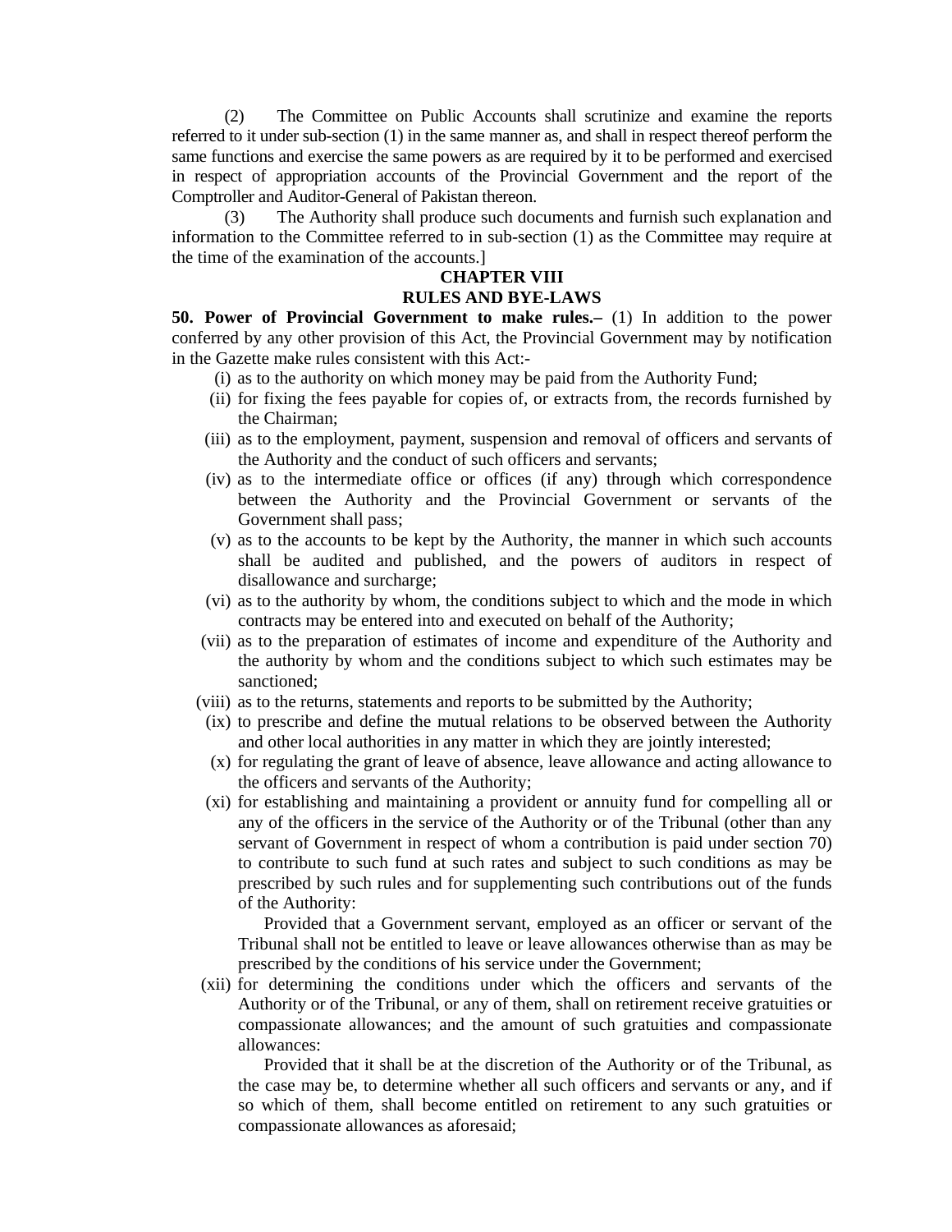(2) The Committee on Public Accounts shall scrutinize and examine the reports referred to it under sub-section (1) in the same manner as, and shall in respect thereof perform the same functions and exercise the same powers as are required by it to be performed and exercised in respect of appropriation accounts of the Provincial Government and the report of the Comptroller and Auditor-General of Pakistan thereon.

(3) The Authority shall produce such documents and furnish such explanation and information to the Committee referred to in sub-section (1) as the Committee may require at the time of the examination of the accounts.]

## CHAPTER VIII
## RULES AND BYE-LAWS

**50. Power of Provincial Government to make rules.–** (1) In addition to the power conferred by any other provision of this Act, the Provincial Government may by notification in the Gazette make rules consistent with this Act:-

(i) as to the authority on which money may be paid from the Authority Fund;

(ii) for fixing the fees payable for copies of, or extracts from, the records furnished by the Chairman;

(iii) as to the employment, payment, suspension and removal of officers and servants of the Authority and the conduct of such officers and servants;

(iv) as to the intermediate office or offices (if any) through which correspondence between the Authority and the Provincial Government or servants of the Government shall pass;

(v) as to the accounts to be kept by the Authority, the manner in which such accounts shall be audited and published, and the powers of auditors in respect of disallowance and surcharge;

(vi) as to the authority by whom, the conditions subject to which and the mode in which contracts may be entered into and executed on behalf of the Authority;

(vii) as to the preparation of estimates of income and expenditure of the Authority and the authority by whom and the conditions subject to which such estimates may be sanctioned;

(viii) as to the returns, statements and reports to be submitted by the Authority;

(ix) to prescribe and define the mutual relations to be observed between the Authority and other local authorities in any matter in which they are jointly interested;

(x) for regulating the grant of leave of absence, leave allowance and acting allowance to the officers and servants of the Authority;

(xi) for establishing and maintaining a provident or annuity fund for compelling all or any of the officers in the service of the Authority or of the Tribunal (other than any servant of Government in respect of whom a contribution is paid under section 70) to contribute to such fund at such rates and subject to such conditions as may be prescribed by such rules and for supplementing such contributions out of the funds of the Authority:

Provided that a Government servant, employed as an officer or servant of the Tribunal shall not be entitled to leave or leave allowances otherwise than as may be prescribed by the conditions of his service under the Government;

(xii) for determining the conditions under which the officers and servants of the Authority or of the Tribunal, or any of them, shall on retirement receive gratuities or compassionate allowances; and the amount of such gratuities and compassionate allowances:

Provided that it shall be at the discretion of the Authority or of the Tribunal, as the case may be, to determine whether all such officers and servants or any, and if so which of them, shall become entitled on retirement to any such gratuities or compassionate allowances as aforesaid;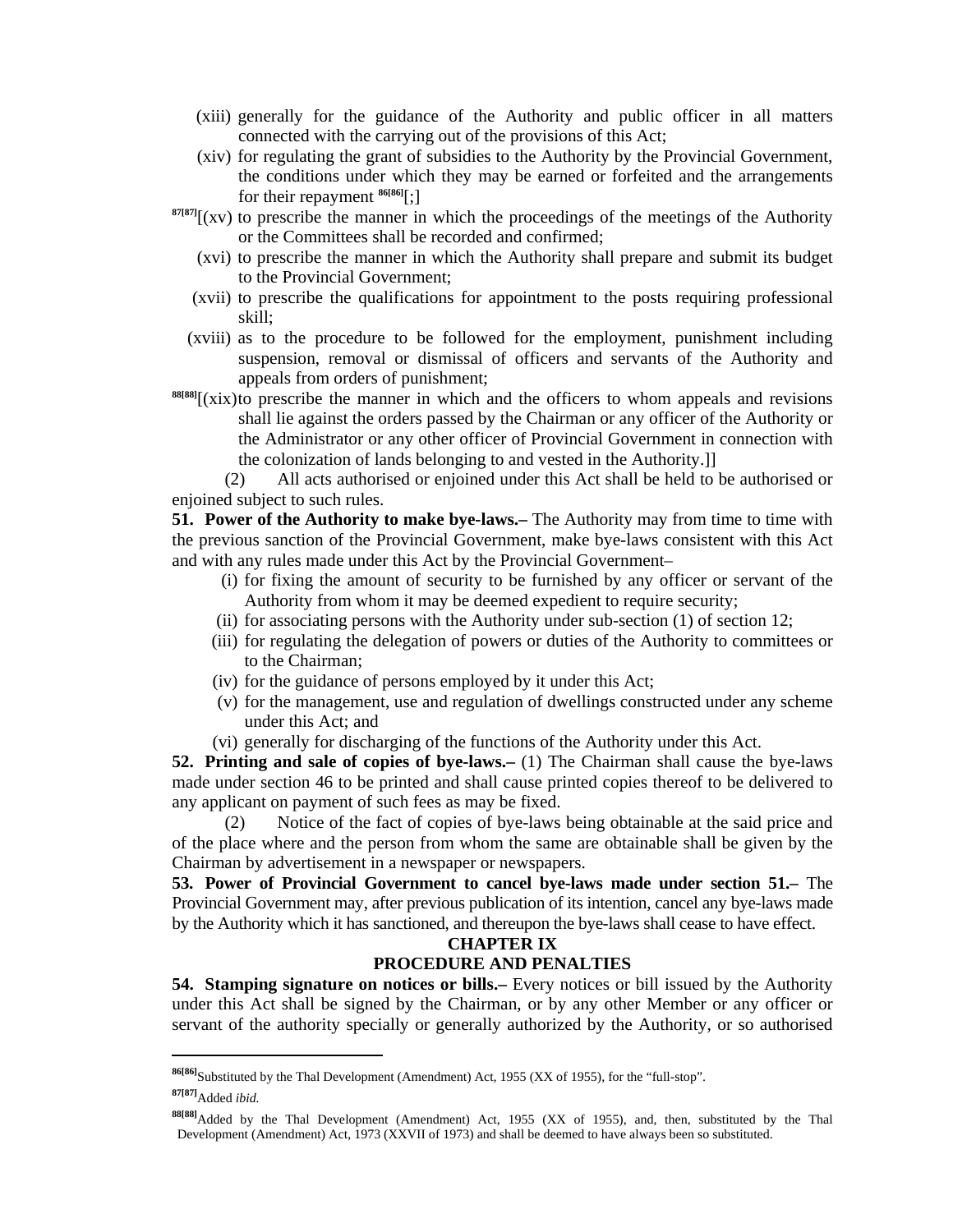(xiii) generally for the guidance of the Authority and public officer in all matters connected with the carrying out of the provisions of this Act;

(xiv) for regulating the grant of subsidies to the Authority by the Provincial Government, the conditions under which they may be earned or forfeited and the arrangements for their repayment [86][;]

[87][(xv) to prescribe the manner in which the proceedings of the meetings of the Authority or the Committees shall be recorded and confirmed;

(xvi) to prescribe the manner in which the Authority shall prepare and submit its budget to the Provincial Government;

(xvii) to prescribe the qualifications for appointment to the posts requiring professional skill;

(xviii) as to the procedure to be followed for the employment, punishment including suspension, removal or dismissal of officers and servants of the Authority and appeals from orders of punishment;

[88][(xix) to prescribe the manner in which and the officers to whom appeals and revisions shall lie against the orders passed by the Chairman or any officer of the Authority or the Administrator or any other officer of Provincial Government in connection with the colonization of lands belonging to and vested in the Authority.]]

(2) All acts authorised or enjoined under this Act shall be held to be authorised or enjoined subject to such rules.

**51. Power of the Authority to make bye-laws.–** The Authority may from time to time with the previous sanction of the Provincial Government, make bye-laws consistent with this Act and with any rules made under this Act by the Provincial Government–

(i) for fixing the amount of security to be furnished by any officer or servant of the Authority from whom it may be deemed expedient to require security;

(ii) for associating persons with the Authority under sub-section (1) of section 12;

(iii) for regulating the delegation of powers or duties of the Authority to committees or to the Chairman;

(iv) for the guidance of persons employed by it under this Act;

(v) for the management, use and regulation of dwellings constructed under any scheme under this Act; and

(vi) generally for discharging of the functions of the Authority under this Act.

**52. Printing and sale of copies of bye-laws.–** (1) The Chairman shall cause the bye-laws made under section 46 to be printed and shall cause printed copies thereof to be delivered to any applicant on payment of such fees as may be fixed.

(2) Notice of the fact of copies of bye-laws being obtainable at the said price and of the place where and the person from whom the same are obtainable shall be given by the Chairman by advertisement in a newspaper or newspapers.

**53. Power of Provincial Government to cancel bye-laws made under section 51.–** The Provincial Government may, after previous publication of its intention, cancel any bye-laws made by the Authority which it has sanctioned, and thereupon the bye-laws shall cease to have effect.

## CHAPTER IX
## PROCEDURE AND PENALTIES

**54. Stamping signature on notices or bills.–** Every notices or bill issued by the Authority under this Act shall be signed by the Chairman, or by any other Member or any officer or servant of the authority specially or generally authorized by the Authority, or so authorised

---

[86] Substituted by the Thal Development (Amendment) Act, 1955 (XX of 1955), for the "full-stop".

[87] Added *ibid.*

[88] Added by the Thal Development (Amendment) Act, 1955 (XX of 1955), and, then, substituted by the Thal Development (Amendment) Act, 1973 (XXVII of 1973) and shall be deemed to have always been so substituted.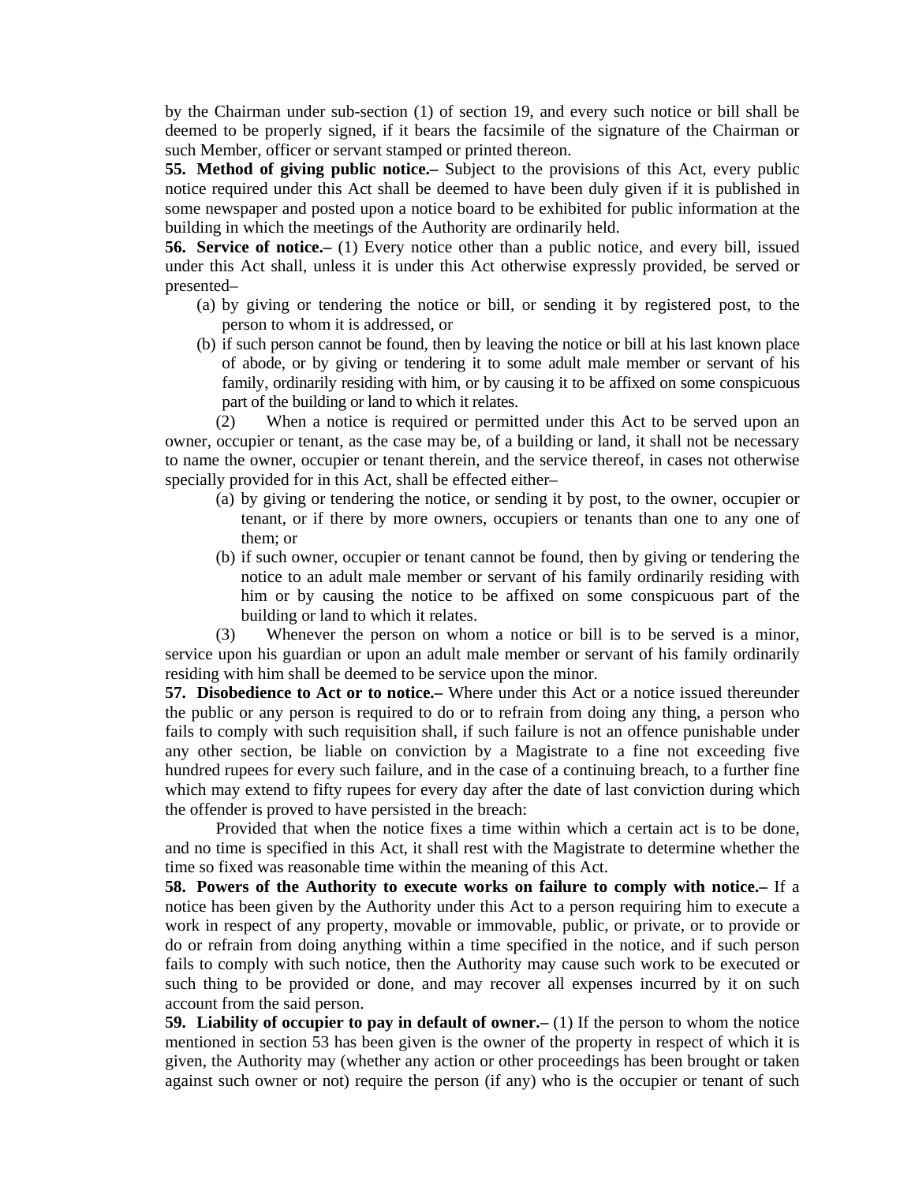by the Chairman under sub-section (1) of section 19, and every such notice or bill shall be deemed to be properly signed, if it bears the facsimile of the signature of the Chairman or such Member, officer or servant stamped or printed thereon.

**55. Method of giving public notice.–** Subject to the provisions of this Act, every public notice required under this Act shall be deemed to have been duly given if it is published in some newspaper and posted upon a notice board to be exhibited for public information at the building in which the meetings of the Authority are ordinarily held.

**56. Service of notice.–** (1) Every notice other than a public notice, and every bill, issued under this Act shall, unless it is under this Act otherwise expressly provided, be served or presented–

(a) by giving or tendering the notice or bill, or sending it by registered post, to the person to whom it is addressed, or

(b) if such person cannot be found, then by leaving the notice or bill at his last known place of abode, or by giving or tendering it to some adult male member or servant of his family, ordinarily residing with him, or by causing it to be affixed on some conspicuous part of the building or land to which it relates.

(2) When a notice is required or permitted under this Act to be served upon an owner, occupier or tenant, as the case may be, of a building or land, it shall not be necessary to name the owner, occupier or tenant therein, and the service thereof, in cases not otherwise specially provided for in this Act, shall be effected either–

(a) by giving or tendering the notice, or sending it by post, to the owner, occupier or tenant, or if there by more owners, occupiers or tenants than one to any one of them; or

(b) if such owner, occupier or tenant cannot be found, then by giving or tendering the notice to an adult male member or servant of his family ordinarily residing with him or by causing the notice to be affixed on some conspicuous part of the building or land to which it relates.

(3) Whenever the person on whom a notice or bill is to be served is a minor, service upon his guardian or upon an adult male member or servant of his family ordinarily residing with him shall be deemed to be service upon the minor.

**57. Disobedience to Act or to notice.–** Where under this Act or a notice issued thereunder the public or any person is required to do or to refrain from doing any thing, a person who fails to comply with such requisition shall, if such failure is not an offence punishable under any other section, be liable on conviction by a Magistrate to a fine not exceeding five hundred rupees for every such failure, and in the case of a continuing breach, to a further fine which may extend to fifty rupees for every day after the date of last conviction during which the offender is proved to have persisted in the breach:

Provided that when the notice fixes a time within which a certain act is to be done, and no time is specified in this Act, it shall rest with the Magistrate to determine whether the time so fixed was reasonable time within the meaning of this Act.

**58. Powers of the Authority to execute works on failure to comply with notice.–** If a notice has been given by the Authority under this Act to a person requiring him to execute a work in respect of any property, movable or immovable, public, or private, or to provide or do or refrain from doing anything within a time specified in the notice, and if such person fails to comply with such notice, then the Authority may cause such work to be executed or such thing to be provided or done, and may recover all expenses incurred by it on such account from the said person.

**59. Liability of occupier to pay in default of owner.–** (1) If the person to whom the notice mentioned in section 53 has been given is the owner of the property in respect of which it is given, the Authority may (whether any action or other proceedings has been brought or taken against such owner or not) require the person (if any) who is the occupier or tenant of such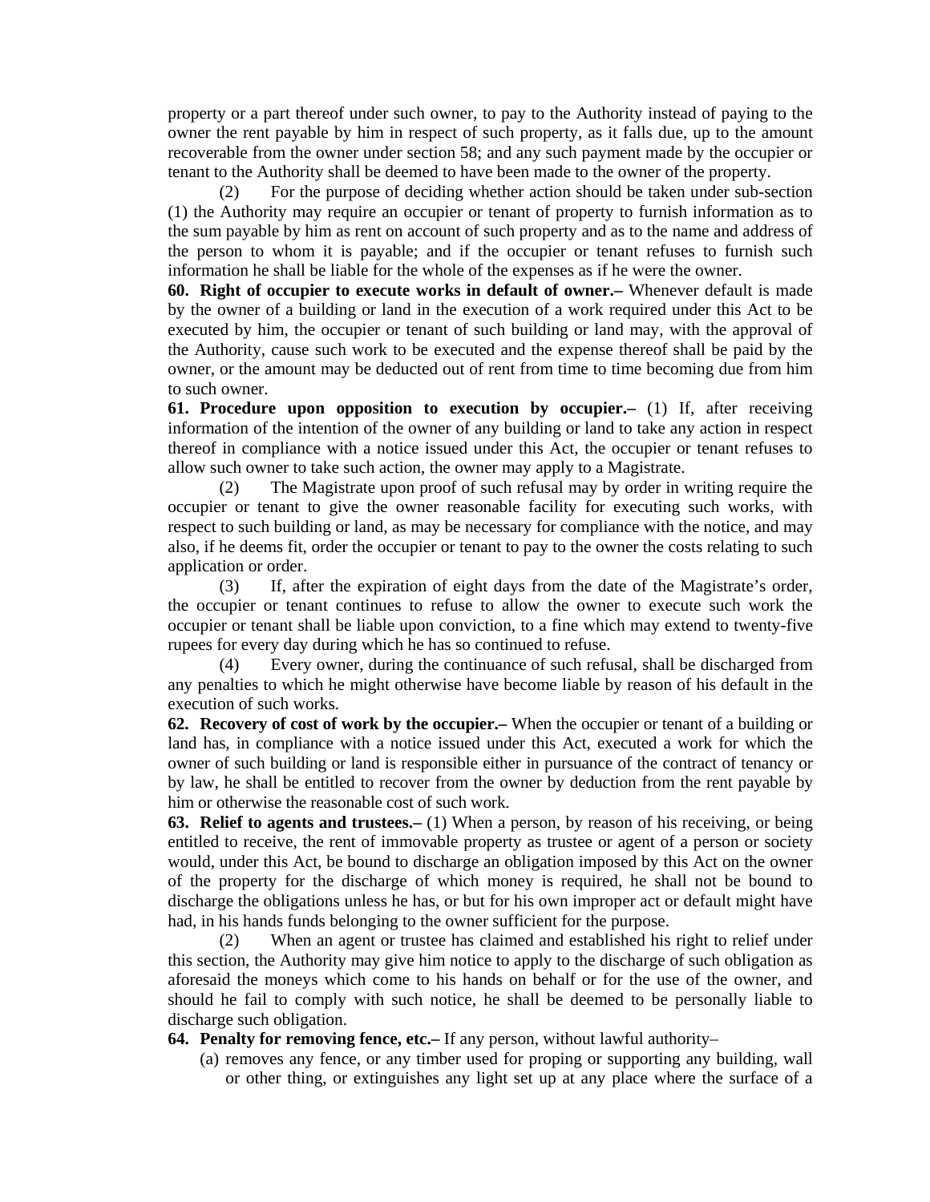property or a part thereof under such owner, to pay to the Authority instead of paying to the owner the rent payable by him in respect of such property, as it falls due, up to the amount recoverable from the owner under section 58; and any such payment made by the occupier or tenant to the Authority shall be deemed to have been made to the owner of the property.

(2) For the purpose of deciding whether action should be taken under sub-section (1) the Authority may require an occupier or tenant of property to furnish information as to the sum payable by him as rent on account of such property and as to the name and address of the person to whom it is payable; and if the occupier or tenant refuses to furnish such information he shall be liable for the whole of the expenses as if he were the owner.

**60. Right of occupier to execute works in default of owner.–** Whenever default is made by the owner of a building or land in the execution of a work required under this Act to be executed by him, the occupier or tenant of such building or land may, with the approval of the Authority, cause such work to be executed and the expense thereof shall be paid by the owner, or the amount may be deducted out of rent from time to time becoming due from him to such owner.

**61. Procedure upon opposition to execution by occupier.–** (1) If, after receiving information of the intention of the owner of any building or land to take any action in respect thereof in compliance with a notice issued under this Act, the occupier or tenant refuses to allow such owner to take such action, the owner may apply to a Magistrate.

(2) The Magistrate upon proof of such refusal may by order in writing require the occupier or tenant to give the owner reasonable facility for executing such works, with respect to such building or land, as may be necessary for compliance with the notice, and may also, if he deems fit, order the occupier or tenant to pay to the owner the costs relating to such application or order.

(3) If, after the expiration of eight days from the date of the Magistrate's order, the occupier or tenant continues to refuse to allow the owner to execute such work the occupier or tenant shall be liable upon conviction, to a fine which may extend to twenty-five rupees for every day during which he has so continued to refuse.

(4) Every owner, during the continuance of such refusal, shall be discharged from any penalties to which he might otherwise have become liable by reason of his default in the execution of such works.

**62. Recovery of cost of work by the occupier.–** When the occupier or tenant of a building or land has, in compliance with a notice issued under this Act, executed a work for which the owner of such building or land is responsible either in pursuance of the contract of tenancy or by law, he shall be entitled to recover from the owner by deduction from the rent payable by him or otherwise the reasonable cost of such work.

**63. Relief to agents and trustees.–** (1) When a person, by reason of his receiving, or being entitled to receive, the rent of immovable property as trustee or agent of a person or society would, under this Act, be bound to discharge an obligation imposed by this Act on the owner of the property for the discharge of which money is required, he shall not be bound to discharge the obligations unless he has, or but for his own improper act or default might have had, in his hands funds belonging to the owner sufficient for the purpose.

(2) When an agent or trustee has claimed and established his right to relief under this section, the Authority may give him notice to apply to the discharge of such obligation as aforesaid the moneys which come to his hands on behalf or for the use of the owner, and should he fail to comply with such notice, he shall be deemed to be personally liable to discharge such obligation.

**64. Penalty for removing fence, etc.–** If any person, without lawful authority–

(a) removes any fence, or any timber used for proping or supporting any building, wall or other thing, or extinguishes any light set up at any place where the surface of a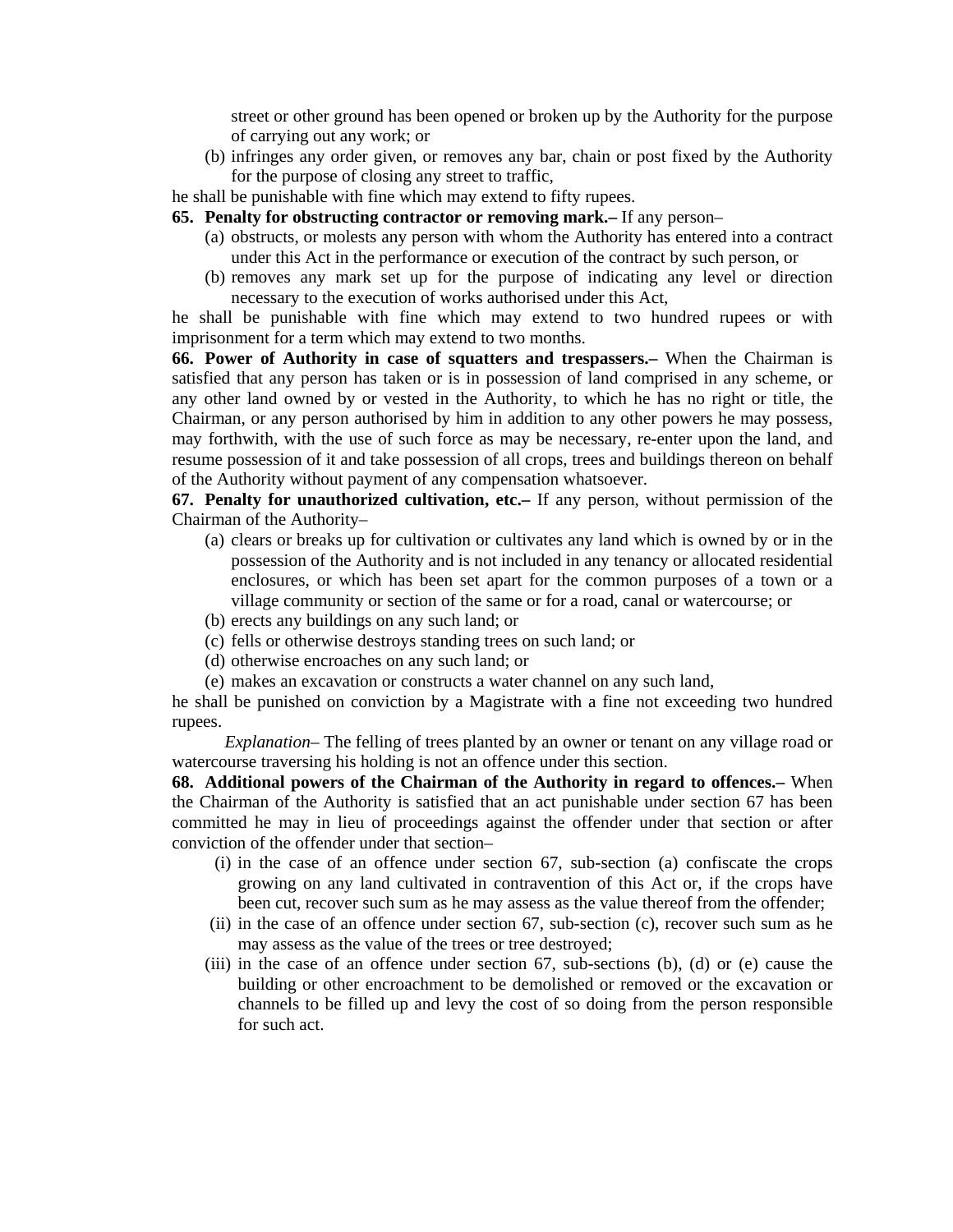street or other ground has been opened or broken up by the Authority for the purpose of carrying out any work; or

(b) infringes any order given, or removes any bar, chain or post fixed by the Authority for the purpose of closing any street to traffic,

he shall be punishable with fine which may extend to fifty rupees.

**65. Penalty for obstructing contractor or removing mark.–** If any person–

(a) obstructs, or molests any person with whom the Authority has entered into a contract under this Act in the performance or execution of the contract by such person, or

(b) removes any mark set up for the purpose of indicating any level or direction necessary to the execution of works authorised under this Act,

he shall be punishable with fine which may extend to two hundred rupees or with imprisonment for a term which may extend to two months.

**66. Power of Authority in case of squatters and trespassers.–** When the Chairman is satisfied that any person has taken or is in possession of land comprised in any scheme, or any other land owned by or vested in the Authority, to which he has no right or title, the Chairman, or any person authorised by him in addition to any other powers he may possess, may forthwith, with the use of such force as may be necessary, re-enter upon the land, and resume possession of it and take possession of all crops, trees and buildings thereon on behalf of the Authority without payment of any compensation whatsoever.

**67. Penalty for unauthorized cultivation, etc.–** If any person, without permission of the Chairman of the Authority–

(a) clears or breaks up for cultivation or cultivates any land which is owned by or in the possession of the Authority and is not included in any tenancy or allocated residential enclosures, or which has been set apart for the common purposes of a town or a village community or section of the same or for a road, canal or watercourse; or

(b) erects any buildings on any such land; or

(c) fells or otherwise destroys standing trees on such land; or

(d) otherwise encroaches on any such land; or

(e) makes an excavation or constructs a water channel on any such land,

he shall be punished on conviction by a Magistrate with a fine not exceeding two hundred rupees.

*Explanation*– The felling of trees planted by an owner or tenant on any village road or watercourse traversing his holding is not an offence under this section.

**68. Additional powers of the Chairman of the Authority in regard to offences.–** When the Chairman of the Authority is satisfied that an act punishable under section 67 has been committed he may in lieu of proceedings against the offender under that section or after conviction of the offender under that section–

(i) in the case of an offence under section 67, sub-section (a) confiscate the crops growing on any land cultivated in contravention of this Act or, if the crops have been cut, recover such sum as he may assess as the value thereof from the offender;

(ii) in the case of an offence under section 67, sub-section (c), recover such sum as he may assess as the value of the trees or tree destroyed;

(iii) in the case of an offence under section 67, sub-sections (b), (d) or (e) cause the building or other encroachment to be demolished or removed or the excavation or channels to be filled up and levy the cost of so doing from the person responsible for such act.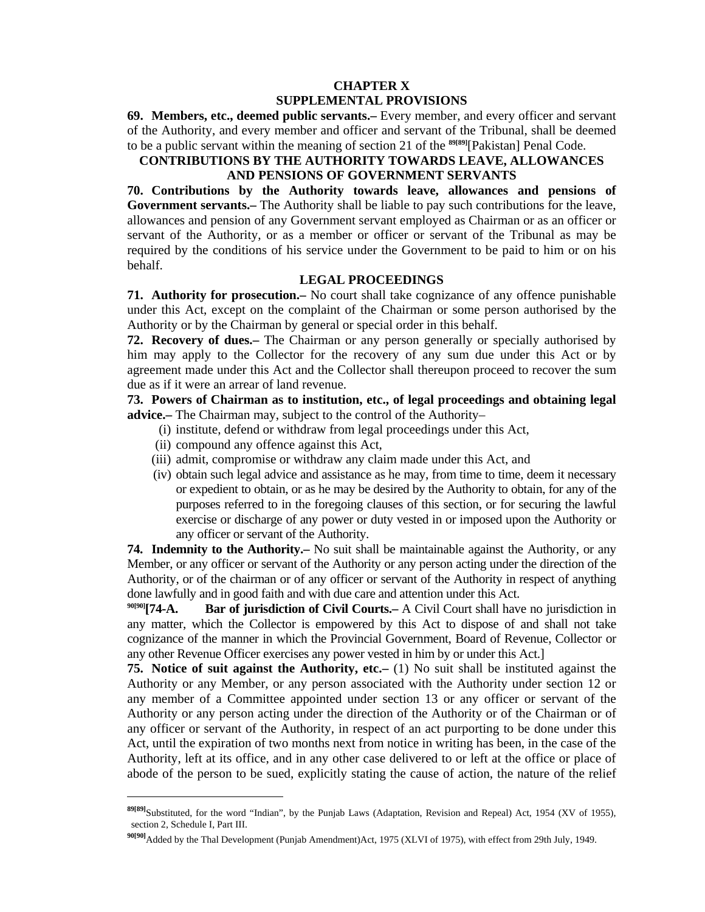## CHAPTER X
## SUPPLEMENTAL PROVISIONS

**69. Members, etc., deemed public servants.–** Every member, and every officer and servant of the Authority, and every member and officer and servant of the Tribunal, shall be deemed to be a public servant within the meaning of section 21 of the [89][Pakistan] Penal Code.

### CONTRIBUTIONS BY THE AUTHORITY TOWARDS LEAVE, ALLOWANCES AND PENSIONS OF GOVERNMENT SERVANTS

**70. Contributions by the Authority towards leave, allowances and pensions of Government servants.–** The Authority shall be liable to pay such contributions for the leave, allowances and pension of any Government servant employed as Chairman or as an officer or servant of the Authority, or as a member or officer or servant of the Tribunal as may be required by the conditions of his service under the Government to be paid to him or on his behalf.

### LEGAL PROCEEDINGS

**71. Authority for prosecution.–** No court shall take cognizance of any offence punishable under this Act, except on the complaint of the Chairman or some person authorised by the Authority or by the Chairman by general or special order in this behalf.

**72. Recovery of dues.–** The Chairman or any person generally or specially authorised by him may apply to the Collector for the recovery of any sum due under this Act or by agreement made under this Act and the Collector shall thereupon proceed to recover the sum due as if it were an arrear of land revenue.

**73. Powers of Chairman as to institution, etc., of legal proceedings and obtaining legal advice.–** The Chairman may, subject to the control of the Authority–

(i) institute, defend or withdraw from legal proceedings under this Act,

(ii) compound any offence against this Act,

(iii) admit, compromise or withdraw any claim made under this Act, and

(iv) obtain such legal advice and assistance as he may, from time to time, deem it necessary or expedient to obtain, or as he may be desired by the Authority to obtain, for any of the purposes referred to in the foregoing clauses of this section, or for securing the lawful exercise or discharge of any power or duty vested in or imposed upon the Authority or any officer or servant of the Authority.

**74. Indemnity to the Authority.–** No suit shall be maintainable against the Authority, or any Member, or any officer or servant of the Authority or any person acting under the direction of the Authority, or of the chairman or of any officer or servant of the Authority in respect of anything done lawfully and in good faith and with due care and attention under this Act.

[90]**[74-A. Bar of jurisdiction of Civil Courts.–** A Civil Court shall have no jurisdiction in any matter, which the Collector is empowered by this Act to dispose of and shall not take cognizance of the manner in which the Provincial Government, Board of Revenue, Collector or any other Revenue Officer exercises any power vested in him by or under this Act.]

**75. Notice of suit against the Authority, etc.–** (1) No suit shall be instituted against the Authority or any Member, or any person associated with the Authority under section 12 or any member of a Committee appointed under section 13 or any officer or servant of the Authority or any person acting under the direction of the Authority or of the Chairman or of any officer or servant of the Authority, in respect of an act purporting to be done under this Act, until the expiration of two months next from notice in writing has been, in the case of the Authority, left at its office, and in any other case delivered to or left at the office or place of abode of the person to be sued, explicitly stating the cause of action, the nature of the relief

---

[89] Substituted, for the word "Indian", by the Punjab Laws (Adaptation, Revision and Repeal) Act, 1954 (XV of 1955), section 2, Schedule I, Part III.

[90] Added by the Thal Development (Punjab Amendment)Act, 1975 (XLVI of 1975), with effect from 29th July, 1949.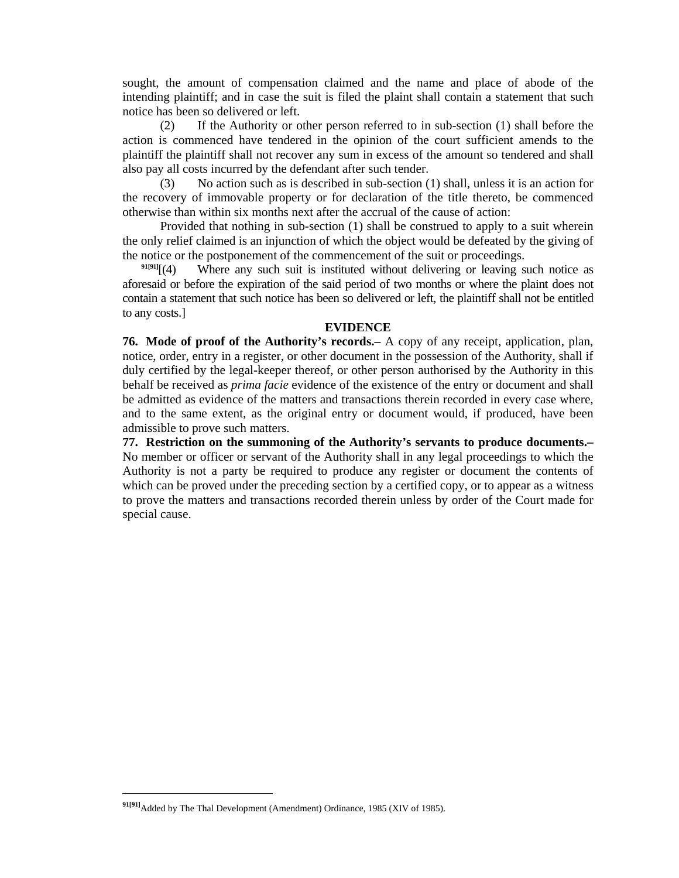sought, the amount of compensation claimed and the name and place of abode of the intending plaintiff; and in case the suit is filed the plaint shall contain a statement that such notice has been so delivered or left.

(2) If the Authority or other person referred to in sub-section (1) shall before the action is commenced have tendered in the opinion of the court sufficient amends to the plaintiff the plaintiff shall not recover any sum in excess of the amount so tendered and shall also pay all costs incurred by the defendant after such tender.

(3) No action such as is described in sub-section (1) shall, unless it is an action for the recovery of immovable property or for declaration of the title thereto, be commenced otherwise than within six months next after the accrual of the cause of action:

Provided that nothing in sub-section (1) shall be construed to apply to a suit wherein the only relief claimed is an injunction of which the object would be defeated by the giving of the notice or the postponement of the commencement of the suit or proceedings.

[91[91]][(4) Where any such suit is instituted without delivering or leaving such notice as aforesaid or before the expiration of the said period of two months or where the plaint does not contain a statement that such notice has been so delivered or left, the plaintiff shall not be entitled to any costs.]

**EVIDENCE**

**76. Mode of proof of the Authority's records.–** A copy of any receipt, application, plan, notice, order, entry in a register, or other document in the possession of the Authority, shall if duly certified by the legal-keeper thereof, or other person authorised by the Authority in this behalf be received as *prima facie* evidence of the existence of the entry or document and shall be admitted as evidence of the matters and transactions therein recorded in every case where, and to the same extent, as the original entry or document would, if produced, have been admissible to prove such matters.

**77. Restriction on the summoning of the Authority's servants to produce documents.–** No member or officer or servant of the Authority shall in any legal proceedings to which the Authority is not a party be required to produce any register or document the contents of which can be proved under the preceding section by a certified copy, or to appear as a witness to prove the matters and transactions recorded therein unless by order of the Court made for special cause.

---

[91[91]] Added by The Thal Development (Amendment) Ordinance, 1985 (XIV of 1985).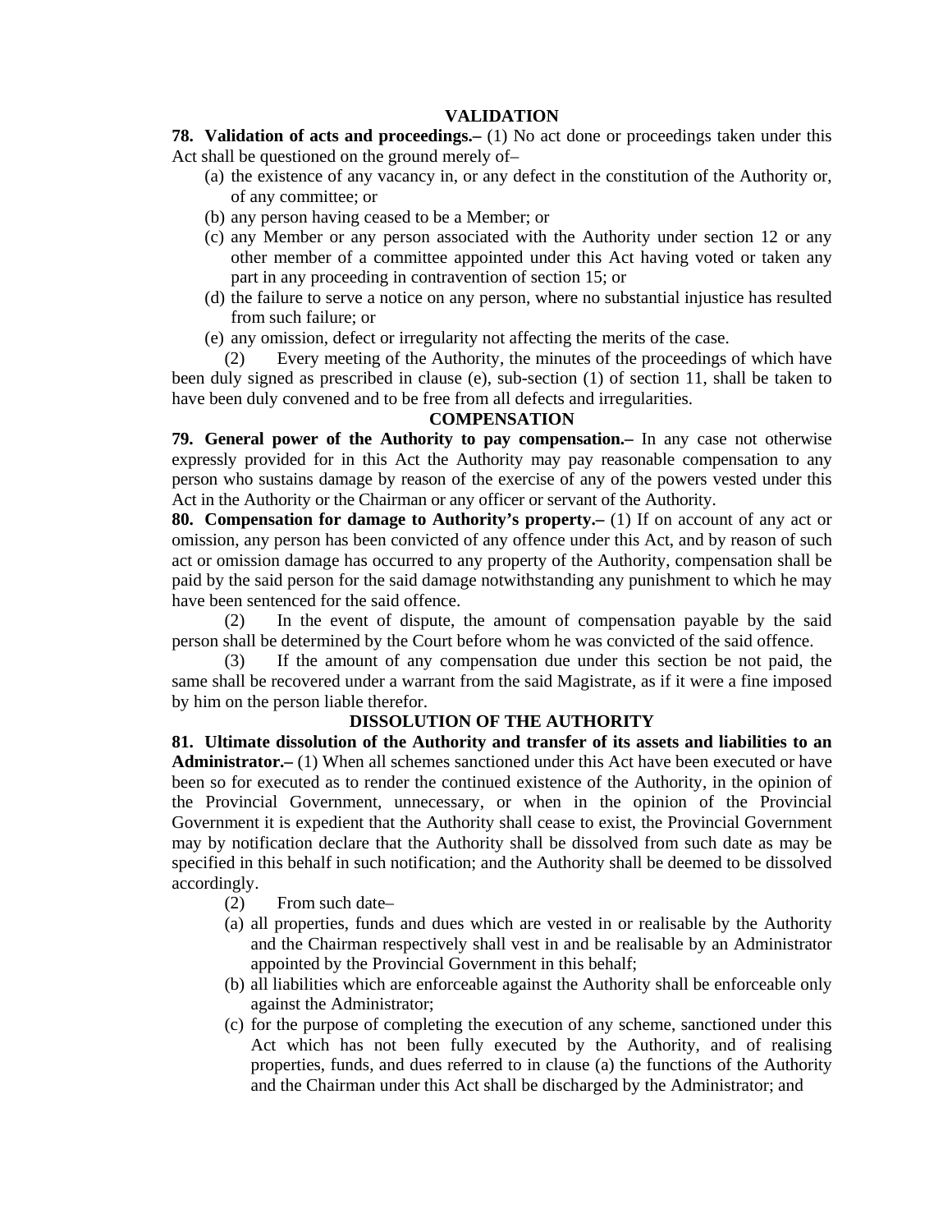## VALIDATION

**78. Validation of acts and proceedings.–** (1) No act done or proceedings taken under this Act shall be questioned on the ground merely of–

(a) the existence of any vacancy in, or any defect in the constitution of the Authority or, of any committee; or

(b) any person having ceased to be a Member; or

(c) any Member or any person associated with the Authority under section 12 or any other member of a committee appointed under this Act having voted or taken any part in any proceeding in contravention of section 15; or

(d) the failure to serve a notice on any person, where no substantial injustice has resulted from such failure; or

(e) any omission, defect or irregularity not affecting the merits of the case.

(2) Every meeting of the Authority, the minutes of the proceedings of which have been duly signed as prescribed in clause (e), sub-section (1) of section 11, shall be taken to have been duly convened and to be free from all defects and irregularities.

## COMPENSATION

**79. General power of the Authority to pay compensation.–** In any case not otherwise expressly provided for in this Act the Authority may pay reasonable compensation to any person who sustains damage by reason of the exercise of any of the powers vested under this Act in the Authority or the Chairman or any officer or servant of the Authority.

**80. Compensation for damage to Authority's property.–** (1) If on account of any act or omission, any person has been convicted of any offence under this Act, and by reason of such act or omission damage has occurred to any property of the Authority, compensation shall be paid by the said person for the said damage notwithstanding any punishment to which he may have been sentenced for the said offence.

(2) In the event of dispute, the amount of compensation payable by the said person shall be determined by the Court before whom he was convicted of the said offence.

(3) If the amount of any compensation due under this section be not paid, the same shall be recovered under a warrant from the said Magistrate, as if it were a fine imposed by him on the person liable therefor.

## DISSOLUTION OF THE AUTHORITY

**81. Ultimate dissolution of the Authority and transfer of its assets and liabilities to an Administrator.–** (1) When all schemes sanctioned under this Act have been executed or have been so for executed as to render the continued existence of the Authority, in the opinion of the Provincial Government, unnecessary, or when in the opinion of the Provincial Government it is expedient that the Authority shall cease to exist, the Provincial Government may by notification declare that the Authority shall be dissolved from such date as may be specified in this behalf in such notification; and the Authority shall be deemed to be dissolved accordingly.

(2) From such date–

(a) all properties, funds and dues which are vested in or realisable by the Authority and the Chairman respectively shall vest in and be realisable by an Administrator appointed by the Provincial Government in this behalf;

(b) all liabilities which are enforceable against the Authority shall be enforceable only against the Administrator;

(c) for the purpose of completing the execution of any scheme, sanctioned under this Act which has not been fully executed by the Authority, and of realising properties, funds, and dues referred to in clause (a) the functions of the Authority and the Chairman under this Act shall be discharged by the Administrator; and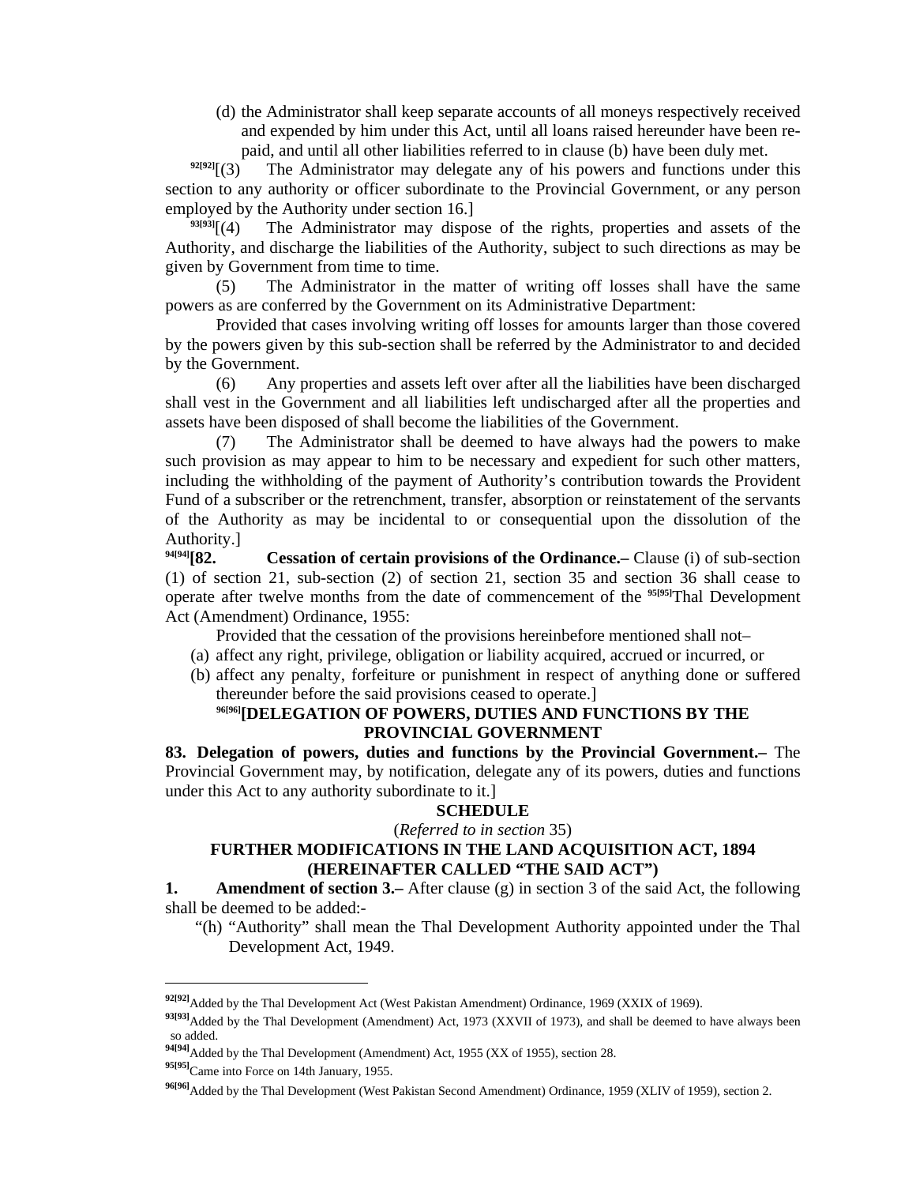(d) the Administrator shall keep separate accounts of all moneys respectively received and expended by him under this Act, until all loans raised hereunder have been re-paid, and until all other liabilities referred to in clause (b) have been duly met.

[92][92][(3) The Administrator may delegate any of his powers and functions under this section to any authority or officer subordinate to the Provincial Government, or any person employed by the Authority under section 16.]

[93][93][(4) The Administrator may dispose of the rights, properties and assets of the Authority, and discharge the liabilities of the Authority, subject to such directions as may be given by Government from time to time.

(5) The Administrator in the matter of writing off losses shall have the same powers as are conferred by the Government on its Administrative Department:

Provided that cases involving writing off losses for amounts larger than those covered by the powers given by this sub-section shall be referred by the Administrator to and decided by the Government.

(6) Any properties and assets left over after all the liabilities have been discharged shall vest in the Government and all liabilities left undischarged after all the properties and assets have been disposed of shall become the liabilities of the Government.

(7) The Administrator shall be deemed to have always had the powers to make such provision as may appear to him to be necessary and expedient for such other matters, including the withholding of the payment of Authority's contribution towards the Provident Fund of a subscriber or the retrenchment, transfer, absorption or reinstatement of the servants of the Authority as may be incidental to or consequential upon the dissolution of the Authority.]

[94][94]**[82. Cessation of certain provisions of the Ordinance.–** Clause (i) of sub-section (1) of section 21, sub-section (2) of section 21, section 35 and section 36 shall cease to operate after twelve months from the date of commencement of the [95][95]Thal Development Act (Amendment) Ordinance, 1955:

Provided that the cessation of the provisions hereinbefore mentioned shall not–

(a) affect any right, privilege, obligation or liability acquired, accrued or incurred, or

(b) affect any penalty, forfeiture or punishment in respect of anything done or suffered thereunder before the said provisions ceased to operate.]

**[96][96][DELEGATION OF POWERS, DUTIES AND FUNCTIONS BY THE PROVINCIAL GOVERNMENT**

**83. Delegation of powers, duties and functions by the Provincial Government.–** The Provincial Government may, by notification, delegate any of its powers, duties and functions under this Act to any authority subordinate to it.]

**SCHEDULE**

(*Referred to in section* 35)

**FURTHER MODIFICATIONS IN THE LAND ACQUISITION ACT, 1894 (HEREINAFTER CALLED "THE SAID ACT")**

**1. Amendment of section 3.–** After clause (g) in section 3 of the said Act, the following shall be deemed to be added:-

"(h) "Authority" shall mean the Thal Development Authority appointed under the Thal Development Act, 1949.

---

[92][92]Added by the Thal Development Act (West Pakistan Amendment) Ordinance, 1969 (XXIX of 1969).

[93][93]Added by the Thal Development (Amendment) Act, 1973 (XXVII of 1973), and shall be deemed to have always been so added.

[94][94]Added by the Thal Development (Amendment) Act, 1955 (XX of 1955), section 28.

[95][95]Came into Force on 14th January, 1955.

[96][96]Added by the Thal Development (West Pakistan Second Amendment) Ordinance, 1959 (XLIV of 1959), section 2.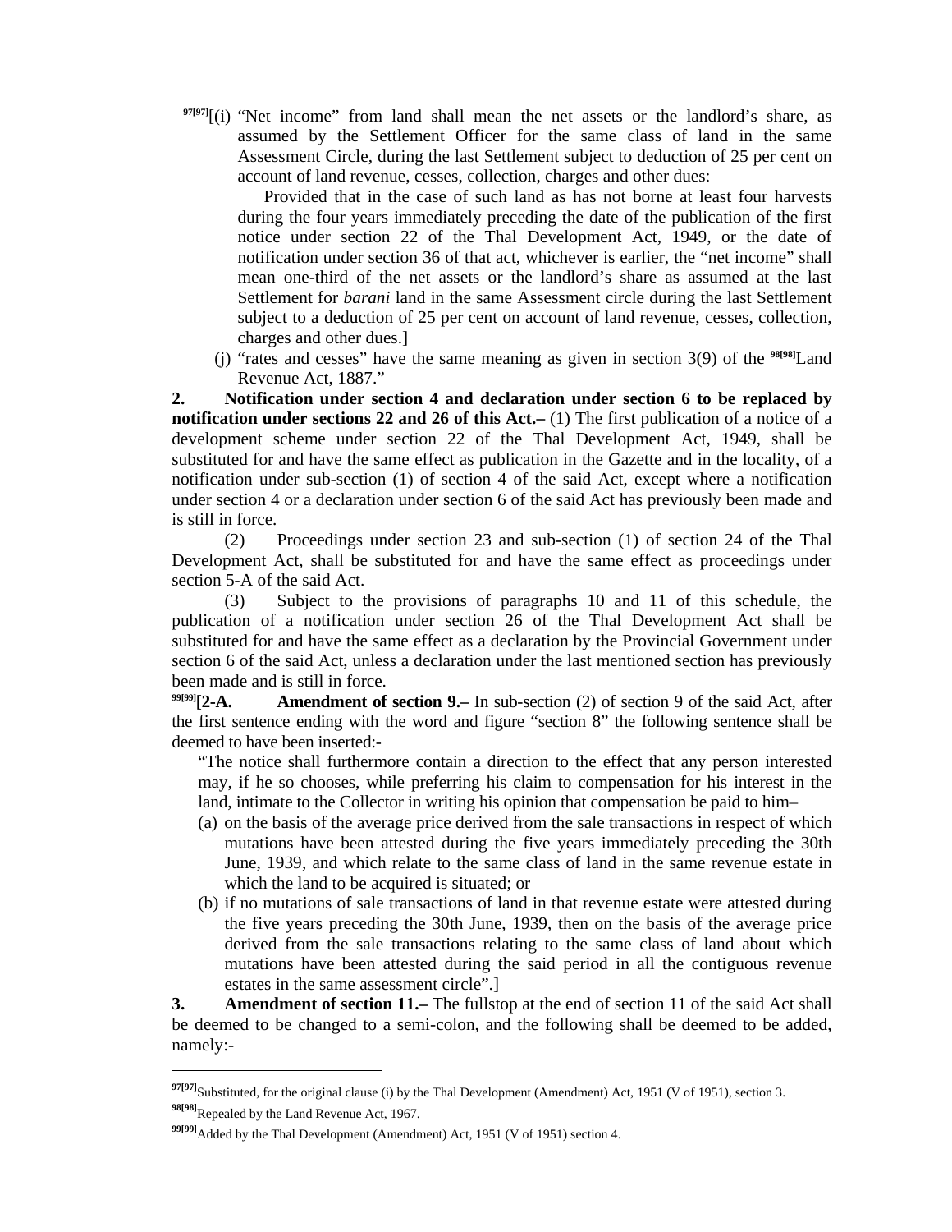[97[97]][(i) "Net income" from land shall mean the net assets or the landlord's share, as assumed by the Settlement Officer for the same class of land in the same Assessment Circle, during the last Settlement subject to deduction of 25 per cent on account of land revenue, cesses, collection, charges and other dues:

Provided that in the case of such land as has not borne at least four harvests during the four years immediately preceding the date of the publication of the first notice under section 22 of the Thal Development Act, 1949, or the date of notification under section 36 of that act, whichever is earlier, the "net income" shall mean one-third of the net assets or the landlord's share as assumed at the last Settlement for *barani* land in the same Assessment circle during the last Settlement subject to a deduction of 25 per cent on account of land revenue, cesses, collection, charges and other dues.]

(j) "rates and cesses" have the same meaning as given in section 3(9) of the [98[98]]Land Revenue Act, 1887."

**2. Notification under section 4 and declaration under section 6 to be replaced by notification under sections 22 and 26 of this Act.–** (1) The first publication of a notice of a development scheme under section 22 of the Thal Development Act, 1949, shall be substituted for and have the same effect as publication in the Gazette and in the locality, of a notification under sub-section (1) of section 4 of the said Act, except where a notification under section 4 or a declaration under section 6 of the said Act has previously been made and is still in force.

(2) Proceedings under section 23 and sub-section (1) of section 24 of the Thal Development Act, shall be substituted for and have the same effect as proceedings under section 5-A of the said Act.

(3) Subject to the provisions of paragraphs 10 and 11 of this schedule, the publication of a notification under section 26 of the Thal Development Act shall be substituted for and have the same effect as a declaration by the Provincial Government under section 6 of the said Act, unless a declaration under the last mentioned section has previously been made and is still in force.

[99[99]]**[2-A. Amendment of section 9.–** In sub-section (2) of section 9 of the said Act, after the first sentence ending with the word and figure "section 8" the following sentence shall be deemed to have been inserted:-

"The notice shall furthermore contain a direction to the effect that any person interested may, if he so chooses, while preferring his claim to compensation for his interest in the land, intimate to the Collector in writing his opinion that compensation be paid to him–

(a) on the basis of the average price derived from the sale transactions in respect of which mutations have been attested during the five years immediately preceding the 30th June, 1939, and which relate to the same class of land in the same revenue estate in which the land to be acquired is situated; or

(b) if no mutations of sale transactions of land in that revenue estate were attested during the five years preceding the 30th June, 1939, then on the basis of the average price derived from the sale transactions relating to the same class of land about which mutations have been attested during the said period in all the contiguous revenue estates in the same assessment circle".]

**3. Amendment of section 11.–** The fullstop at the end of section 11 of the said Act shall be deemed to be changed to a semi-colon, and the following shall be deemed to be added, namely:-

---

[97[97]] Substituted, for the original clause (i) by the Thal Development (Amendment) Act, 1951 (V of 1951), section 3.

[98[98]] Repealed by the Land Revenue Act, 1967.

[99[99]] Added by the Thal Development (Amendment) Act, 1951 (V of 1951) section 4.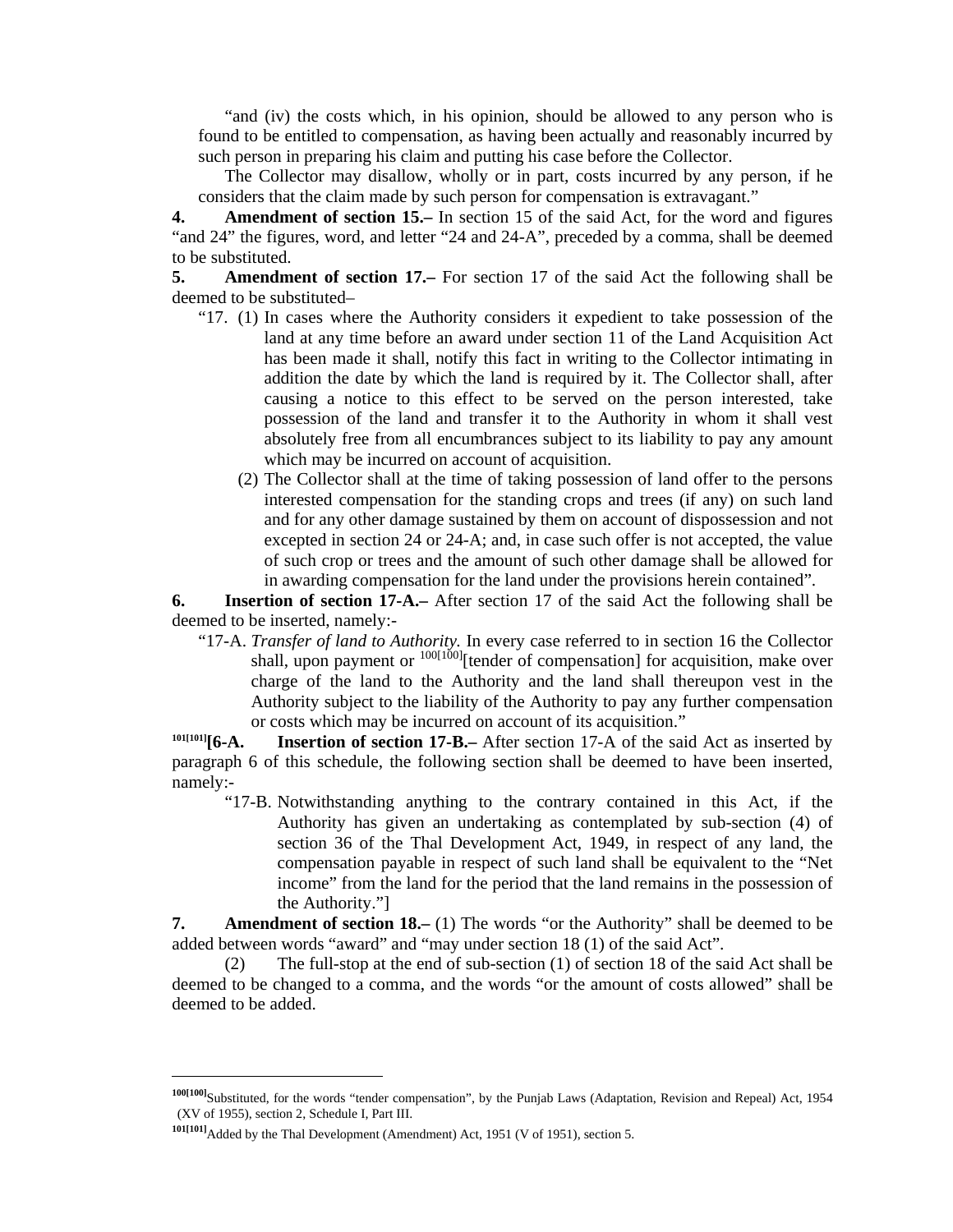"and (iv) the costs which, in his opinion, should be allowed to any person who is found to be entitled to compensation, as having been actually and reasonably incurred by such person in preparing his claim and putting his case before the Collector.

The Collector may disallow, wholly or in part, costs incurred by any person, if he considers that the claim made by such person for compensation is extravagant."

**4. Amendment of section 15.–** In section 15 of the said Act, for the word and figures "and 24" the figures, word, and letter "24 and 24-A", preceded by a comma, shall be deemed to be substituted.

**5. Amendment of section 17.–** For section 17 of the said Act the following shall be deemed to be substituted–

"17. (1) In cases where the Authority considers it expedient to take possession of the land at any time before an award under section 11 of the Land Acquisition Act has been made it shall, notify this fact in writing to the Collector intimating in addition the date by which the land is required by it. The Collector shall, after causing a notice to this effect to be served on the person interested, take possession of the land and transfer it to the Authority in whom it shall vest absolutely free from all encumbrances subject to its liability to pay any amount which may be incurred on account of acquisition.

(2) The Collector shall at the time of taking possession of land offer to the persons interested compensation for the standing crops and trees (if any) on such land and for any other damage sustained by them on account of dispossession and not excepted in section 24 or 24-A; and, in case such offer is not accepted, the value of such crop or trees and the amount of such other damage shall be allowed for in awarding compensation for the land under the provisions herein contained".

**6. Insertion of section 17-A.–** After section 17 of the said Act the following shall be deemed to be inserted, namely:-

"17-A. *Transfer of land to Authority.* In every case referred to in section 16 the Collector shall, upon payment or [100[100]][tender of compensation] for acquisition, make over charge of the land to the Authority and the land shall thereupon vest in the Authority subject to the liability of the Authority to pay any further compensation or costs which may be incurred on account of its acquisition."

[101[101]]**[6-A. Insertion of section 17-B.–** After section 17-A of the said Act as inserted by paragraph 6 of this schedule, the following section shall be deemed to have been inserted, namely:-

"17-B. Notwithstanding anything to the contrary contained in this Act, if the Authority has given an undertaking as contemplated by sub-section (4) of section 36 of the Thal Development Act, 1949, in respect of any land, the compensation payable in respect of such land shall be equivalent to the "Net income" from the land for the period that the land remains in the possession of the Authority."]

**7. Amendment of section 18.–** (1) The words "or the Authority" shall be deemed to be added between words "award" and "may under section 18 (1) of the said Act".

(2) The full-stop at the end of sub-section (1) of section 18 of the said Act shall be deemed to be changed to a comma, and the words "or the amount of costs allowed" shall be deemed to be added.

---

[100[100]]Substituted, for the words "tender compensation", by the Punjab Laws (Adaptation, Revision and Repeal) Act, 1954 (XV of 1955), section 2, Schedule I, Part III.

[101[101]]Added by the Thal Development (Amendment) Act, 1951 (V of 1951), section 5.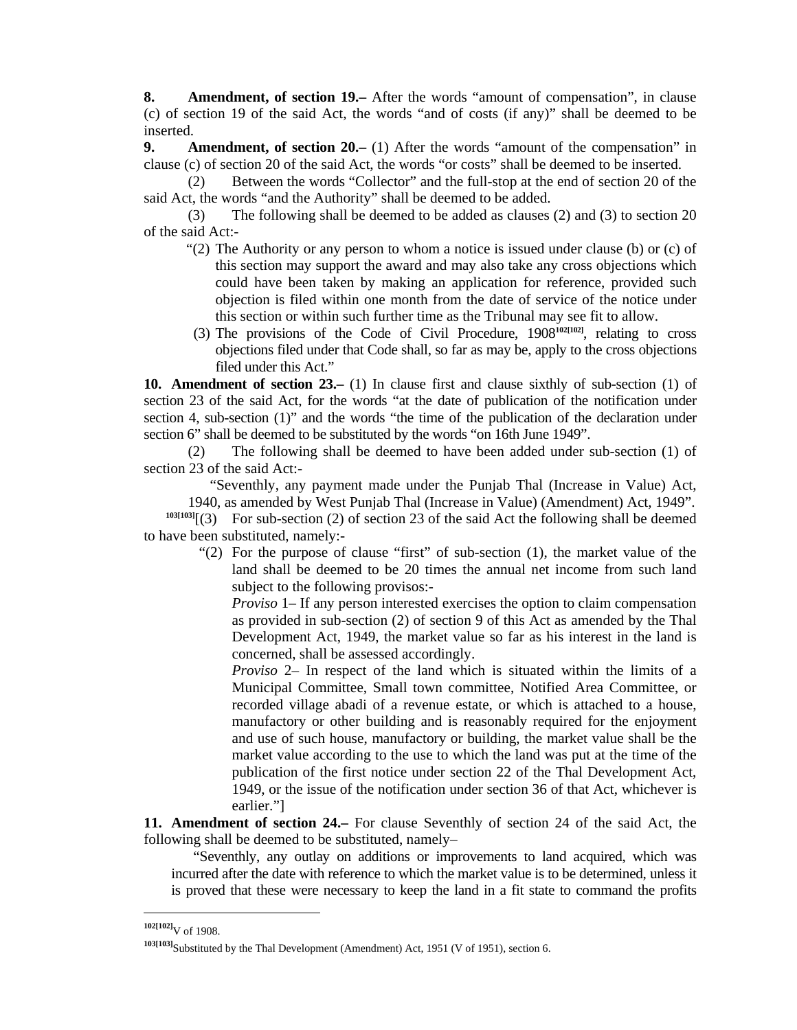**8. Amendment, of section 19.–** After the words "amount of compensation", in clause (c) of section 19 of the said Act, the words "and of costs (if any)" shall be deemed to be inserted.

**9. Amendment, of section 20.–** (1) After the words "amount of the compensation" in clause (c) of section 20 of the said Act, the words "or costs" shall be deemed to be inserted.

(2) Between the words "Collector" and the full-stop at the end of section 20 of the said Act, the words "and the Authority" shall be deemed to be added.

(3) The following shall be deemed to be added as clauses (2) and (3) to section 20 of the said Act:-

> "(2) The Authority or any person to whom a notice is issued under clause (b) or (c) of this section may support the award and may also take any cross objections which could have been taken by making an application for reference, provided such objection is filed within one month from the date of service of the notice under this section or within such further time as the Tribunal may see fit to allow.
>
> (3) The provisions of the Code of Civil Procedure, 1908[102[102]], relating to cross objections filed under that Code shall, so far as may be, apply to the cross objections filed under this Act."

**10. Amendment of section 23.–** (1) In clause first and clause sixthly of sub-section (1) of section 23 of the said Act, for the words "at the date of publication of the notification under section 4, sub-section (1)" and the words "the time of the publication of the declaration under section 6" shall be deemed to be substituted by the words "on 16th June 1949".

(2) The following shall be deemed to have been added under sub-section (1) of section 23 of the said Act:-

> "Seventhly, any payment made under the Punjab Thal (Increase in Value) Act, 1940, as amended by West Punjab Thal (Increase in Value) (Amendment) Act, 1949".

[103[103]][(3) For sub-section (2) of section 23 of the said Act the following shall be deemed to have been substituted, namely:-

> "(2) For the purpose of clause "first" of sub-section (1), the market value of the land shall be deemed to be 20 times the annual net income from such land subject to the following provisos:-
>
> *Proviso* 1– If any person interested exercises the option to claim compensation as provided in sub-section (2) of section 9 of this Act as amended by the Thal Development Act, 1949, the market value so far as his interest in the land is concerned, shall be assessed accordingly.
>
> *Proviso* 2– In respect of the land which is situated within the limits of a Municipal Committee, Small town committee, Notified Area Committee, or recorded village abadi of a revenue estate, or which is attached to a house, manufactory or other building and is reasonably required for the enjoyment and use of such house, manufactory or building, the market value shall be the market value according to the use to which the land was put at the time of the publication of the first notice under section 22 of the Thal Development Act, 1949, or the issue of the notification under section 36 of that Act, whichever is earlier."]

**11. Amendment of section 24.–** For clause Seventhly of section 24 of the said Act, the following shall be deemed to be substituted, namely–

> "Seventhly, any outlay on additions or improvements to land acquired, which was incurred after the date with reference to which the market value is to be determined, unless it is proved that these were necessary to keep the land in a fit state to command the profits

---

[102[102]] V of 1908.

[103[103]] Substituted by the Thal Development (Amendment) Act, 1951 (V of 1951), section 6.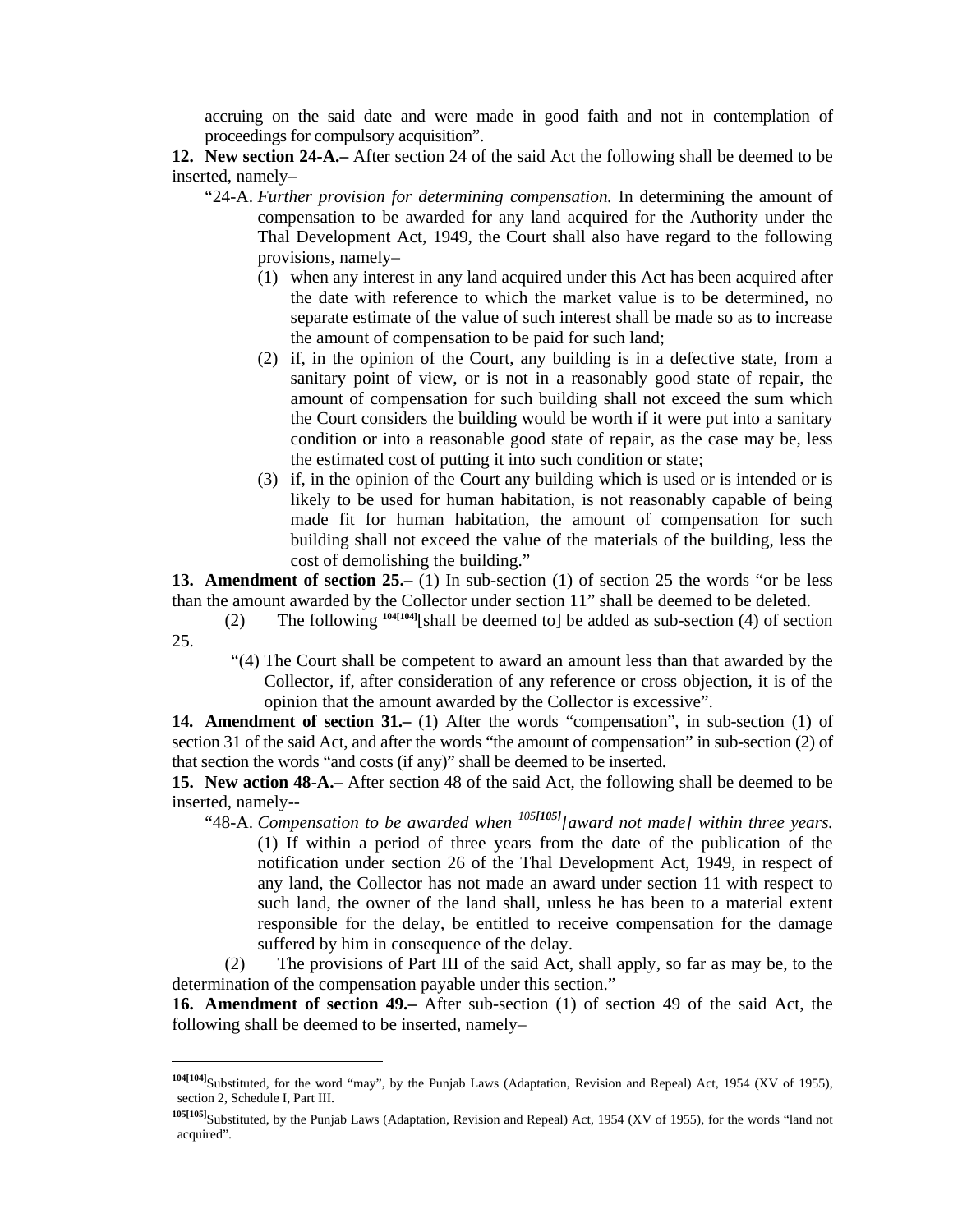accruing on the said date and were made in good faith and not in contemplation of proceedings for compulsory acquisition".

**12. New section 24-A.–** After section 24 of the said Act the following shall be deemed to be inserted, namely–

"24-A. *Further provision for determining compensation.* In determining the amount of compensation to be awarded for any land acquired for the Authority under the Thal Development Act, 1949, the Court shall also have regard to the following provisions, namely–

(1) when any interest in any land acquired under this Act has been acquired after the date with reference to which the market value is to be determined, no separate estimate of the value of such interest shall be made so as to increase the amount of compensation to be paid for such land;

(2) if, in the opinion of the Court, any building is in a defective state, from a sanitary point of view, or is not in a reasonably good state of repair, the amount of compensation for such building shall not exceed the sum which the Court considers the building would be worth if it were put into a sanitary condition or into a reasonable good state of repair, as the case may be, less the estimated cost of putting it into such condition or state;

(3) if, in the opinion of the Court any building which is used or is intended or is likely to be used for human habitation, is not reasonably capable of being made fit for human habitation, the amount of compensation for such building shall not exceed the value of the materials of the building, less the cost of demolishing the building."

**13. Amendment of section 25.–** (1) In sub-section (1) of section 25 the words "or be less than the amount awarded by the Collector under section 11" shall be deemed to be deleted.

(2) The following [104][shall be deemed to] be added as sub-section (4) of section 25.

"(4) The Court shall be competent to award an amount less than that awarded by the Collector, if, after consideration of any reference or cross objection, it is of the opinion that the amount awarded by the Collector is excessive".

**14. Amendment of section 31.–** (1) After the words "compensation", in sub-section (1) of section 31 of the said Act, and after the words "the amount of compensation" in sub-section (2) of that section the words "and costs (if any)" shall be deemed to be inserted.

**15. New action 48-A.–** After section 48 of the said Act, the following shall be deemed to be inserted, namely--

"48-A. *Compensation to be awarded when [105][award not made] within three years.* (1) If within a period of three years from the date of the publication of the notification under section 26 of the Thal Development Act, 1949, in respect of any land, the Collector has not made an award under section 11 with respect to such land, the owner of the land shall, unless he has been to a material extent responsible for the delay, be entitled to receive compensation for the damage suffered by him in consequence of the delay.

(2) The provisions of Part III of the said Act, shall apply, so far as may be, to the determination of the compensation payable under this section."

**16. Amendment of section 49.–** After sub-section (1) of section 49 of the said Act, the following shall be deemed to be inserted, namely–

---

[104]Substituted, for the word "may", by the Punjab Laws (Adaptation, Revision and Repeal) Act, 1954 (XV of 1955), section 2, Schedule I, Part III.

[105]Substituted, by the Punjab Laws (Adaptation, Revision and Repeal) Act, 1954 (XV of 1955), for the words "land not acquired".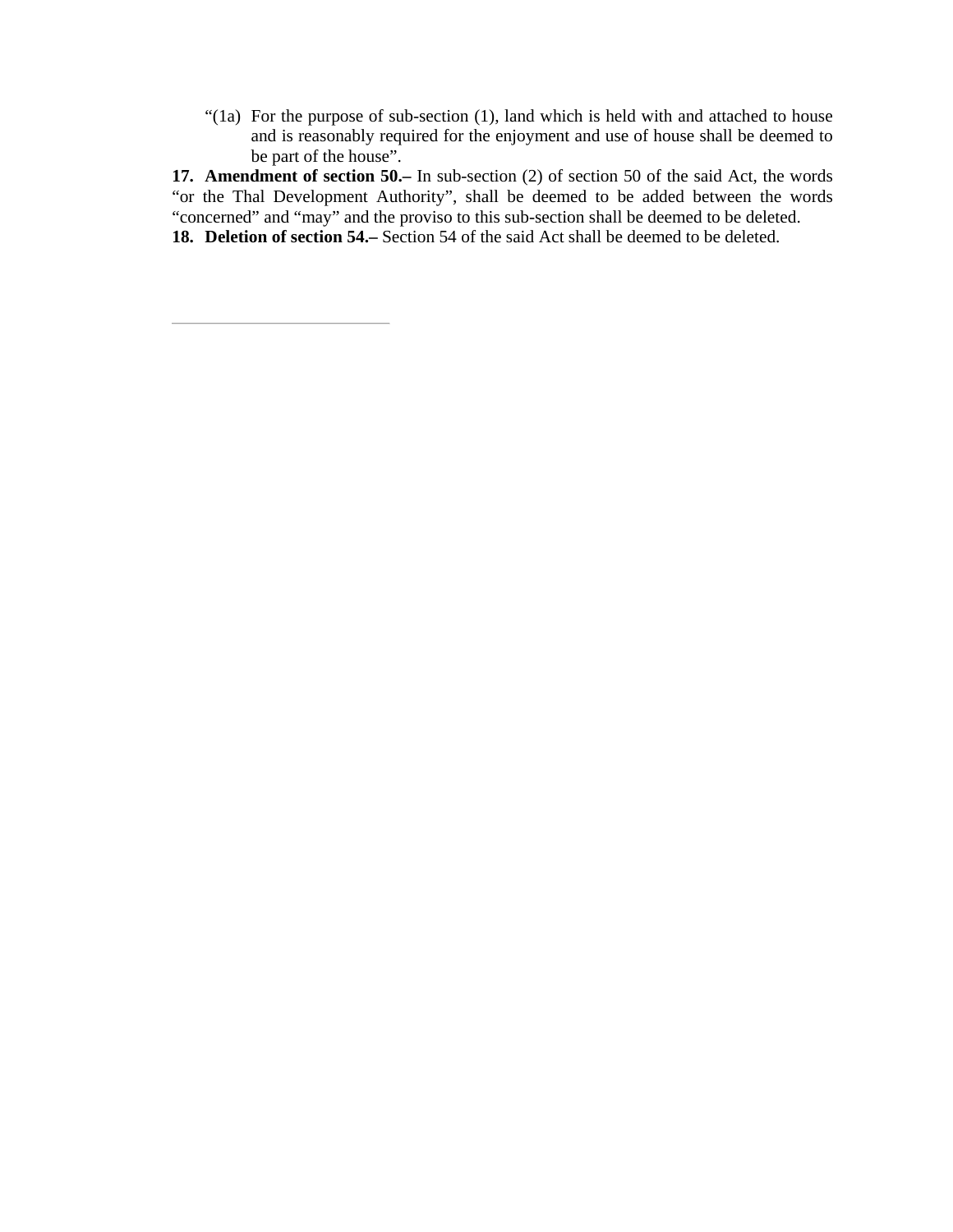"(1a) For the purpose of sub-section (1), land which is held with and attached to house and is reasonably required for the enjoyment and use of house shall be deemed to be part of the house".

**17. Amendment of section 50.–** In sub-section (2) of section 50 of the said Act, the words "or the Thal Development Authority", shall be deemed to be added between the words "concerned" and "may" and the proviso to this sub-section shall be deemed to be deleted.

**18. Deletion of section 54.–** Section 54 of the said Act shall be deemed to be deleted.